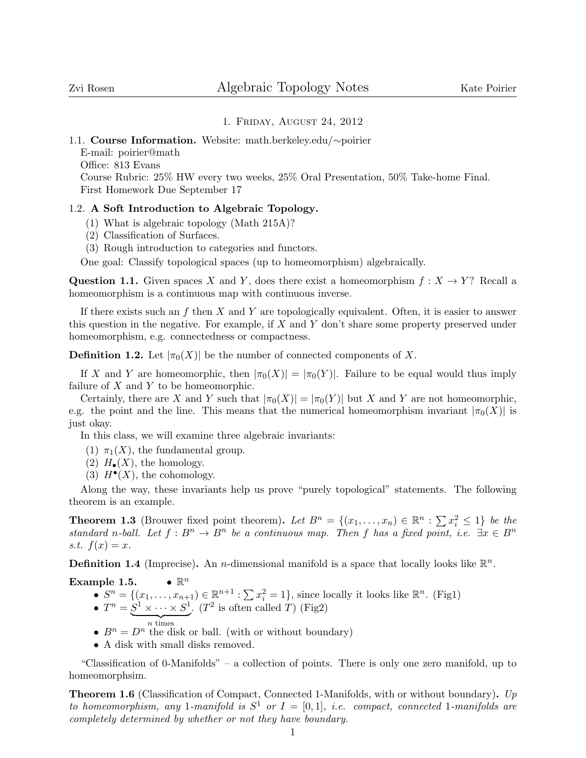# Algebraic Topology Notes

Zvi Rosen — Kate Poirier

## 1. Friday, August 24, 2012

### 1.1. Course Information.

Website: math.berkeley.edu/∼poirier
E-mail: poirier@math
Office: 813 Evans
Course Rubric: 25% HW every two weeks, 25% Oral Presentation, 50% Take-home Final.
First Homework Due September 17

### 1.2. A Soft Introduction to Algebraic Topology.

(1) What is algebraic topology (Math 215A)?
(2) Classification of Surfaces.
(3) Rough introduction to categories and functors.

One goal: Classify topological spaces (up to homeomorphism) algebraically.

**Question 1.1.** Given spaces $X$ and $Y$, does there exist a homeomorphism $f : X \to Y$? Recall a homeomorphism is a continuous map with continuous inverse.

If there exists such an $f$ then $X$ and $Y$ are topologically equivalent. Often, it is easier to answer this question in the negative. For example, if $X$ and $Y$ don't share some property preserved under homeomorphism, e.g. connectedness or compactness.

**Definition 1.2.** Let $|\pi_0(X)|$ be the number of connected components of $X$.

If $X$ and $Y$ are homeomorphic, then $|\pi_0(X)| = |\pi_0(Y)|$. Failure to be equal would thus imply failure of $X$ and $Y$ to be homeomorphic.

Certainly, there are $X$ and $Y$ such that $|\pi_0(X)| = |\pi_0(Y)|$ but $X$ and $Y$ are not homeomorphic, e.g. the point and the line. This means that the numerical homeomorphism invariant $|\pi_0(X)|$ is just okay.

In this class, we will examine three algebraic invariants:

(1) $\pi_1(X)$, the fundamental group.
(2) $H_\bullet(X)$, the homology.
(3) $H^\bullet(X)$, the cohomology.

Along the way, these invariants help us prove "purely topological" statements. The following theorem is an example.

**Theorem 1.3** (Brouwer fixed point theorem)**.** *Let $B^n = \{(x_1, \dots, x_n) \in \mathbb{R}^n : \sum x_i^2 \leq 1\}$ be the standard $n$-ball. Let $f : B^n \to B^n$ be a continuous map. Then $f$ has a fixed point, i.e. $\exists x \in B^n$ s.t. $f(x) = x$.*

**Definition 1.4** (Imprecise)**.** An $n$-dimensional manifold is a space that locally looks like $\mathbb{R}^n$.

**Example 1.5.**

- $\mathbb{R}^n$
- $S^n = \{(x_1, \dots, x_{n+1}) \in \mathbb{R}^{n+1} : \sum x_i^2 = 1\}$, since locally it looks like $\mathbb{R}^n$. (Fig1)
- $T^n = \underbrace{S^1 \times \cdots \times S^1}_{n \text{ times}}$. ($T^2$ is often called $T$) (Fig2)
- $B^n = D^n$ the disk or ball. (with or without boundary)
- A disk with small disks removed.

"Classification of 0-Manifolds" – a collection of points. There is only one zero manifold, up to homeomorphsim.

**Theorem 1.6** (Classification of Compact, Connected 1-Manifolds, with or without boundary)**.** *Up to homeomorphism, any 1-manifold is $S^1$ or $I = [0, 1]$, i.e. compact, connected 1-manifolds are completely determined by whether or not they have boundary.*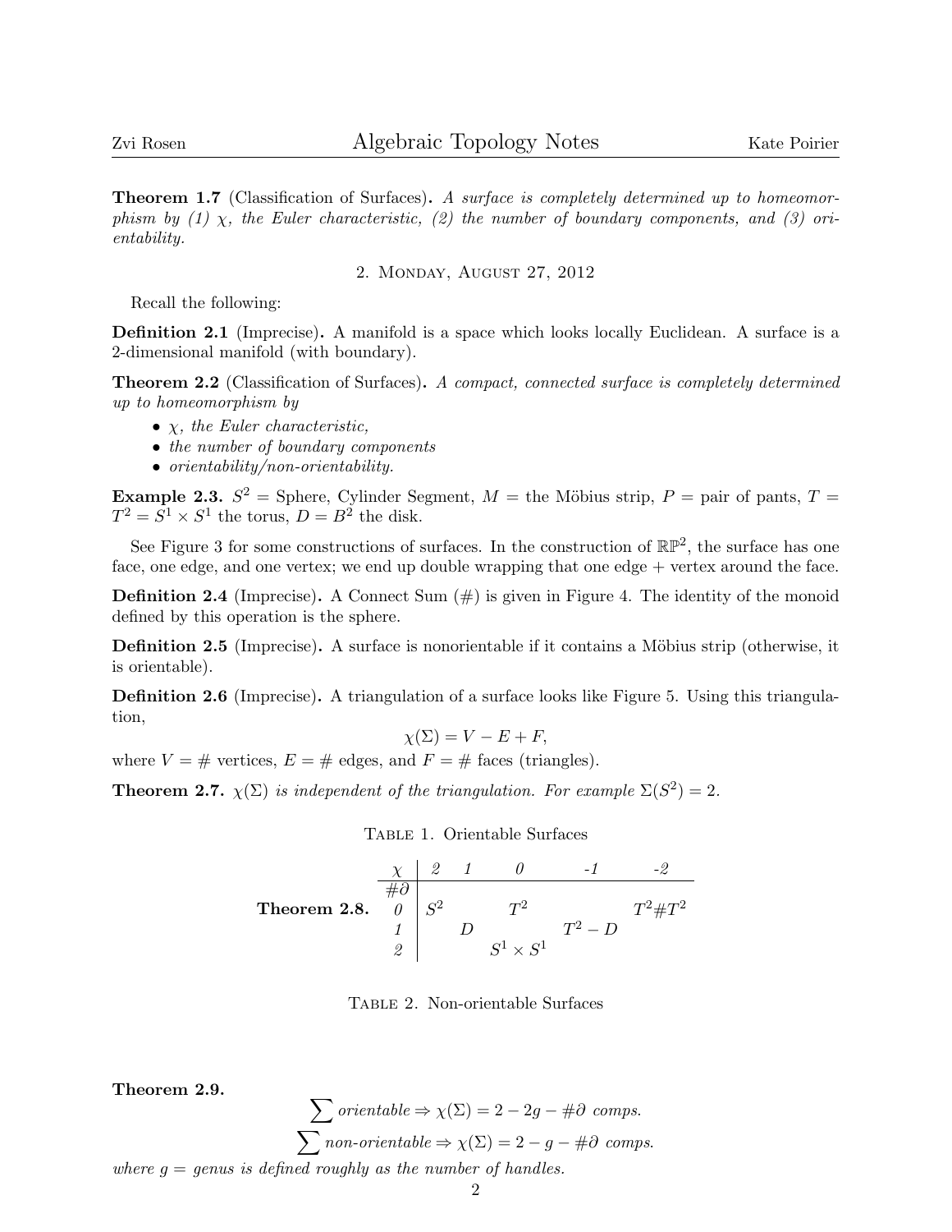**Theorem 1.7** (Classification of Surfaces)**.** *A surface is completely determined up to homeomorphism by (1) $\chi$, the Euler characteristic, (2) the number of boundary components, and (3) orientability.*

## 2. Monday, August 27, 2012

Recall the following:

**Definition 2.1** (Imprecise)**.** A manifold is a space which looks locally Euclidean. A surface is a 2-dimensional manifold (with boundary).

**Theorem 2.2** (Classification of Surfaces)**.** *A compact, connected surface is completely determined up to homeomorphism by*

- *$\chi$, the Euler characteristic,*
- *the number of boundary components*
- *orientability/non-orientability.*

**Example 2.3.** $S^2$ = Sphere, Cylinder Segment, $M$ = the Möbius strip, $P$ = pair of pants, $T = T^2 = S^1 \times S^1$ the torus, $D = B^2$ the disk.

See Figure 3 for some constructions of surfaces. In the construction of $\mathbb{RP}^2$, the surface has one face, one edge, and one vertex; we end up double wrapping that one edge + vertex around the face.

**Definition 2.4** (Imprecise)**.** A Connect Sum (#) is given in Figure 4. The identity of the monoid defined by this operation is the sphere.

**Definition 2.5** (Imprecise)**.** A surface is nonorientable if it contains a Möbius strip (otherwise, it is orientable).

**Definition 2.6** (Imprecise)**.** A triangulation of a surface looks like Figure 5. Using this triangulation,

$$\chi(\Sigma) = V - E + F,$$

where $V$ = # vertices, $E$ = # edges, and $F$ = # faces (triangles).

**Theorem 2.7.** *$\chi(\Sigma)$ is independent of the triangulation. For example $\Sigma(S^2) = 2$.*

Table 1. Orientable Surfaces

**Theorem 2.8.**

| $\#\partial$ \ $\chi$ | 2 | 1 | 0 | -1 | -2 |
|---|---|---|---|---|---|
| 0 | $S^2$ | | $T^2$ | | $T^2 \# T^2$ |
| 1 | | $D$ | | $T^2 - D$ | |
| 2 | | | $S^1 \times S^1$ | | |

Table 2. Non-orientable Surfaces

**Theorem 2.9.**

$$\sum \textit{orientable} \Rightarrow \chi(\Sigma) = 2 - 2g - \#\partial \textit{ comps.}$$

$$\sum \textit{non-orientable} \Rightarrow \chi(\Sigma) = 2 - g - \#\partial \textit{ comps.}$$

*where $g$ = genus is defined roughly as the number of handles.*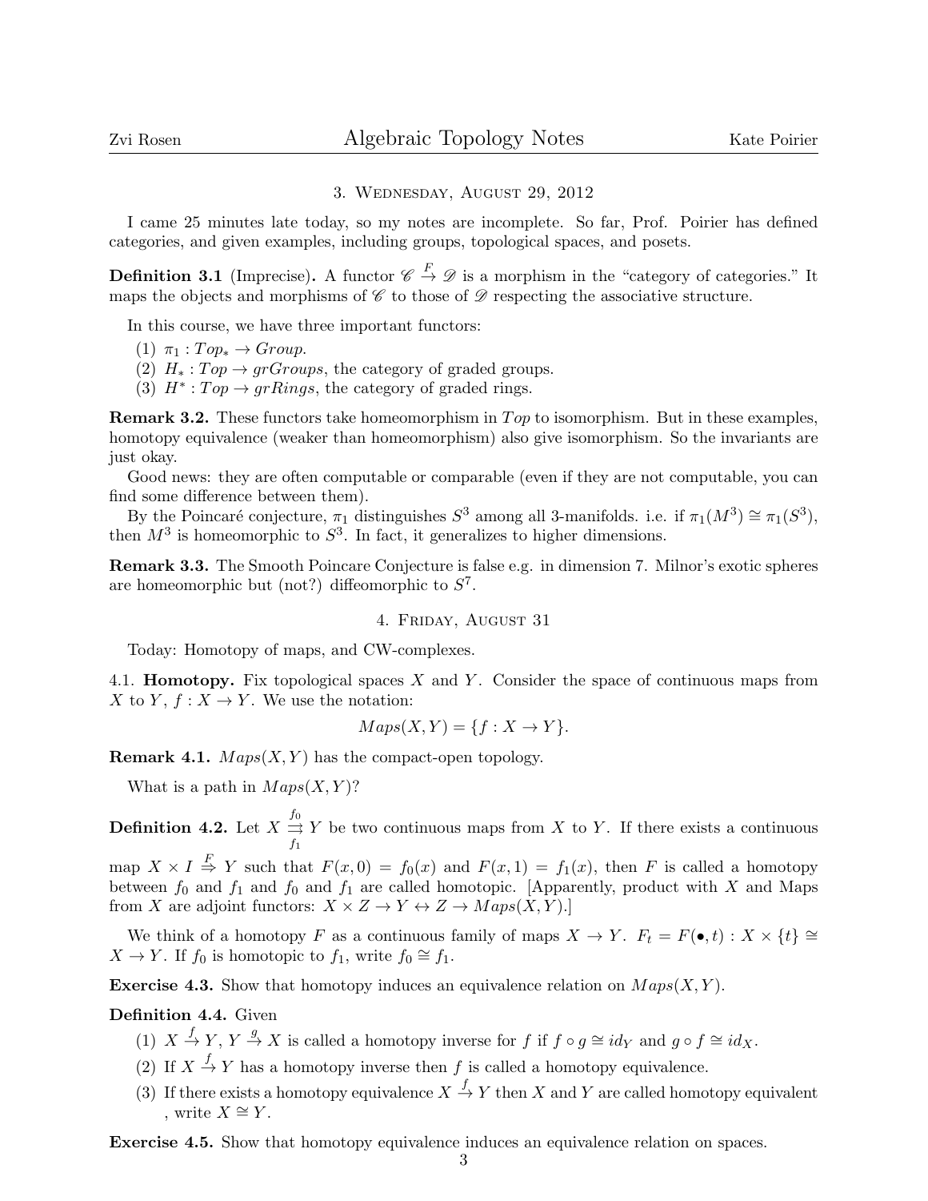## 3. Wednesday, August 29, 2012

I came 25 minutes late today, so my notes are incomplete. So far, Prof. Poirier has defined categories, and given examples, including groups, topological spaces, and posets.

**Definition 3.1** (Imprecise)**.** A functor $\mathscr{C} \xrightarrow{F} \mathscr{D}$ is a morphism in the "category of categories." It maps the objects and morphisms of $\mathscr{C}$ to those of $\mathscr{D}$ respecting the associative structure.

In this course, we have three important functors:

(1) $\pi_1 : Top_* \to Group$.
(2) $H_* : Top \to grGroups$, the category of graded groups.
(3) $H^* : Top \to grRings$, the category of graded rings.

**Remark 3.2.** These functors take homeomorphism in $Top$ to isomorphism. But in these examples, homotopy equivalence (weaker than homeomorphism) also give isomorphism. So the invariants are just okay.

Good news: they are often computable or comparable (even if they are not computable, you can find some difference between them).

By the Poincaré conjecture, $\pi_1$ distinguishes $S^3$ among all 3-manifolds. i.e. if $\pi_1(M^3) \cong \pi_1(S^3)$, then $M^3$ is homeomorphic to $S^3$. In fact, it generalizes to higher dimensions.

**Remark 3.3.** The Smooth Poincare Conjecture is false e.g. in dimension 7. Milnor's exotic spheres are homeomorphic but (not?) diffeomorphic to $S^7$.

## 4. Friday, August 31

Today: Homotopy of maps, and CW-complexes.

4.1. **Homotopy.** Fix topological spaces $X$ and $Y$. Consider the space of continuous maps from $X$ to $Y$, $f : X \to Y$. We use the notation:

$$Maps(X, Y) = \{f : X \to Y\}.$$

**Remark 4.1.** $Maps(X, Y)$ has the compact-open topology.

What is a path in $Maps(X, Y)$?

**Definition 4.2.** Let $X \underset{f_1}{\overset{f_0}{\rightrightarrows}} Y$ be two continuous maps from $X$ to $Y$. If there exists a continuous map $X \times I \overset{F}{\Rightarrow} Y$ such that $F(x, 0) = f_0(x)$ and $F(x, 1) = f_1(x)$, then $F$ is called a homotopy between $f_0$ and $f_1$ and $f_0$ and $f_1$ are called homotopic. [Apparently, product with $X$ and Maps from $X$ are adjoint functors: $X \times Z \to Y \leftrightarrow Z \to Maps(X, Y)$.]

We think of a homotopy $F$ as a continuous family of maps $X \to Y$. $F_t = F(\bullet, t) : X \times \{t\} \cong X \to Y$. If $f_0$ is homotopic to $f_1$, write $f_0 \cong f_1$.

**Exercise 4.3.** Show that homotopy induces an equivalence relation on $Maps(X, Y)$.

**Definition 4.4.** Given

(1) $X \xrightarrow{f} Y$, $Y \xrightarrow{g} X$ is called a homotopy inverse for $f$ if $f \circ g \cong id_Y$ and $g \circ f \cong id_X$.
(2) If $X \xrightarrow{f} Y$ has a homotopy inverse then $f$ is called a homotopy equivalence.
(3) If there exists a homotopy equivalence $X \xrightarrow{f} Y$ then $X$ and $Y$ are called homotopy equivalent , write $X \cong Y$.

**Exercise 4.5.** Show that homotopy equivalence induces an equivalence relation on spaces.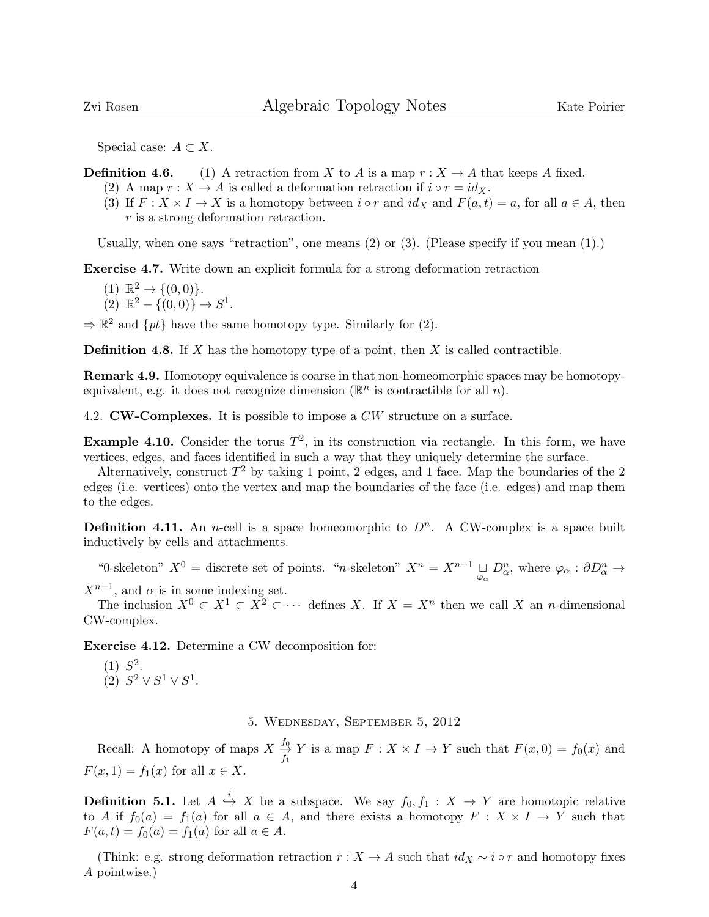Special case: $A \subset X$.

**Definition 4.6.** (1) A retraction from $X$ to $A$ is a map $r : X \to A$ that keeps $A$ fixed.

(2) A map $r : X \to A$ is called a deformation retraction if $i \circ r = id_X$.

(3) If $F : X \times I \to X$ is a homotopy between $i \circ r$ and $id_X$ and $F(a,t) = a$, for all $a \in A$, then $r$ is a strong deformation retraction.

Usually, when one says "retraction", one means (2) or (3). (Please specify if you mean (1).)

**Exercise 4.7.** Write down an explicit formula for a strong deformation retraction

(1) $\mathbb{R}^2 \to \{(0,0)\}$.

(2) $\mathbb{R}^2 - \{(0,0)\} \to S^1$.

$\Rightarrow \mathbb{R}^2$ and $\{pt\}$ have the same homotopy type. Similarly for (2).

**Definition 4.8.** If $X$ has the homotopy type of a point, then $X$ is called contractible.

**Remark 4.9.** Homotopy equivalence is coarse in that non-homeomorphic spaces may be homotopy-equivalent, e.g. it does not recognize dimension ($\mathbb{R}^n$ is contractible for all $n$).

## 4.2. CW-Complexes.

It is possible to impose a $CW$ structure on a surface.

**Example 4.10.** Consider the torus $T^2$, in its construction via rectangle. In this form, we have vertices, edges, and faces identified in such a way that they uniquely determine the surface.

Alternatively, construct $T^2$ by taking 1 point, 2 edges, and 1 face. Map the boundaries of the 2 edges (i.e. vertices) onto the vertex and map the boundaries of the face (i.e. edges) and map them to the edges.

**Definition 4.11.** An $n$-cell is a space homeomorphic to $D^n$. A CW-complex is a space built inductively by cells and attachments.

"0-skeleton" $X^0$ = discrete set of points. "$n$-skeleton" $X^n = X^{n-1} \underset{\varphi_\alpha}{\sqcup} D^n_\alpha$, where $\varphi_\alpha : \partial D^n_\alpha \to X^{n-1}$, and $\alpha$ is in some indexing set.

The inclusion $X^0 \subset X^1 \subset X^2 \subset \cdots$ defines $X$. If $X = X^n$ then we call $X$ an $n$-dimensional CW-complex.

**Exercise 4.12.** Determine a CW decomposition for:

(1) $S^2$.

(2) $S^2 \vee S^1 \vee S^1$.

# 5. Wednesday, September 5, 2012

Recall: A homotopy of maps $X \underset{f_1}{\overset{f_0}{\rightarrow}} Y$ is a map $F : X \times I \to Y$ such that $F(x,0) = f_0(x)$ and $F(x,1) = f_1(x)$ for all $x \in X$.

**Definition 5.1.** Let $A \overset{i}{\hookrightarrow} X$ be a subspace. We say $f_0, f_1 : X \to Y$ are homotopic relative to $A$ if $f_0(a) = f_1(a)$ for all $a \in A$, and there exists a homotopy $F : X \times I \to Y$ such that $F(a,t) = f_0(a) = f_1(a)$ for all $a \in A$.

(Think: e.g. strong deformation retraction $r : X \to A$ such that $id_X \sim i \circ r$ and homotopy fixes $A$ pointwise.)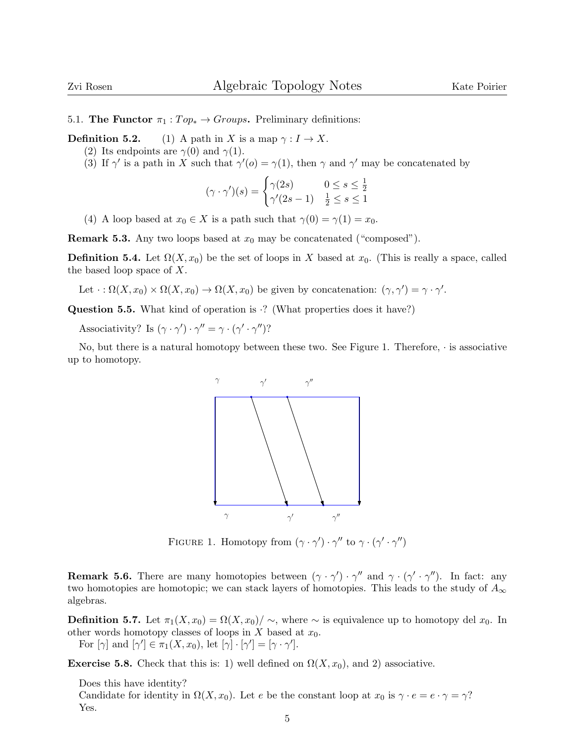5.1. **The Functor** $\pi_1 : Top_* \to Groups$**.** Preliminary definitions:

**Definition 5.2.** (1) A path in $X$ is a map $\gamma : I \to X$.
(2) Its endpoints are $\gamma(0)$ and $\gamma(1)$.
(3) If $\gamma'$ is a path in $X$ such that $\gamma'(o) = \gamma(1)$, then $\gamma$ and $\gamma'$ may be concatenated by

$$(\gamma \cdot \gamma')(s) = \begin{cases} \gamma(2s) & 0 \le s \le \frac{1}{2} \\ \gamma'(2s-1) & \frac{1}{2} \le s \le 1 \end{cases}$$

(4) A loop based at $x_0 \in X$ is a path such that $\gamma(0) = \gamma(1) = x_0$.

**Remark 5.3.** Any two loops based at $x_0$ may be concatenated ("composed").

**Definition 5.4.** Let $\Omega(X, x_0)$ be the set of loops in $X$ based at $x_0$. (This is really a space, called the based loop space of $X$.

Let $\cdot : \Omega(X, x_0) \times \Omega(X, x_0) \to \Omega(X, x_0)$ be given by concatenation: $(\gamma, \gamma') = \gamma \cdot \gamma'$.

**Question 5.5.** What kind of operation is $\cdot$? (What properties does it have?)

Associativity? Is $(\gamma \cdot \gamma') \cdot \gamma'' = \gamma \cdot (\gamma' \cdot \gamma'')$?

No, but there is a natural homotopy between these two. See Figure 1. Therefore, $\cdot$ is associative up to homotopy.

FIGURE 1. Homotopy from $(\gamma \cdot \gamma') \cdot \gamma''$ to $\gamma \cdot (\gamma' \cdot \gamma'')$

**Remark 5.6.** There are many homotopies between $(\gamma \cdot \gamma') \cdot \gamma''$ and $\gamma \cdot (\gamma' \cdot \gamma'')$. In fact: any two homotopies are homotopic; we can stack layers of homotopies. This leads to the study of $A_\infty$ algebras.

**Definition 5.7.** Let $\pi_1(X, x_0) = \Omega(X, x_0)/\sim$, where $\sim$ is equivalence up to homotopy del $x_0$. In other words homotopy classes of loops in $X$ based at $x_0$.
For $[\gamma]$ and $[\gamma'] \in \pi_1(X, x_0)$, let $[\gamma] \cdot [\gamma'] = [\gamma \cdot \gamma']$.

**Exercise 5.8.** Check that this is: 1) well defined on $\Omega(X, x_0)$, and 2) associative.

Does this have identity?
Candidate for identity in $\Omega(X, x_0)$. Let $e$ be the constant loop at $x_0$ is $\gamma \cdot e = e \cdot \gamma = \gamma$?
Yes.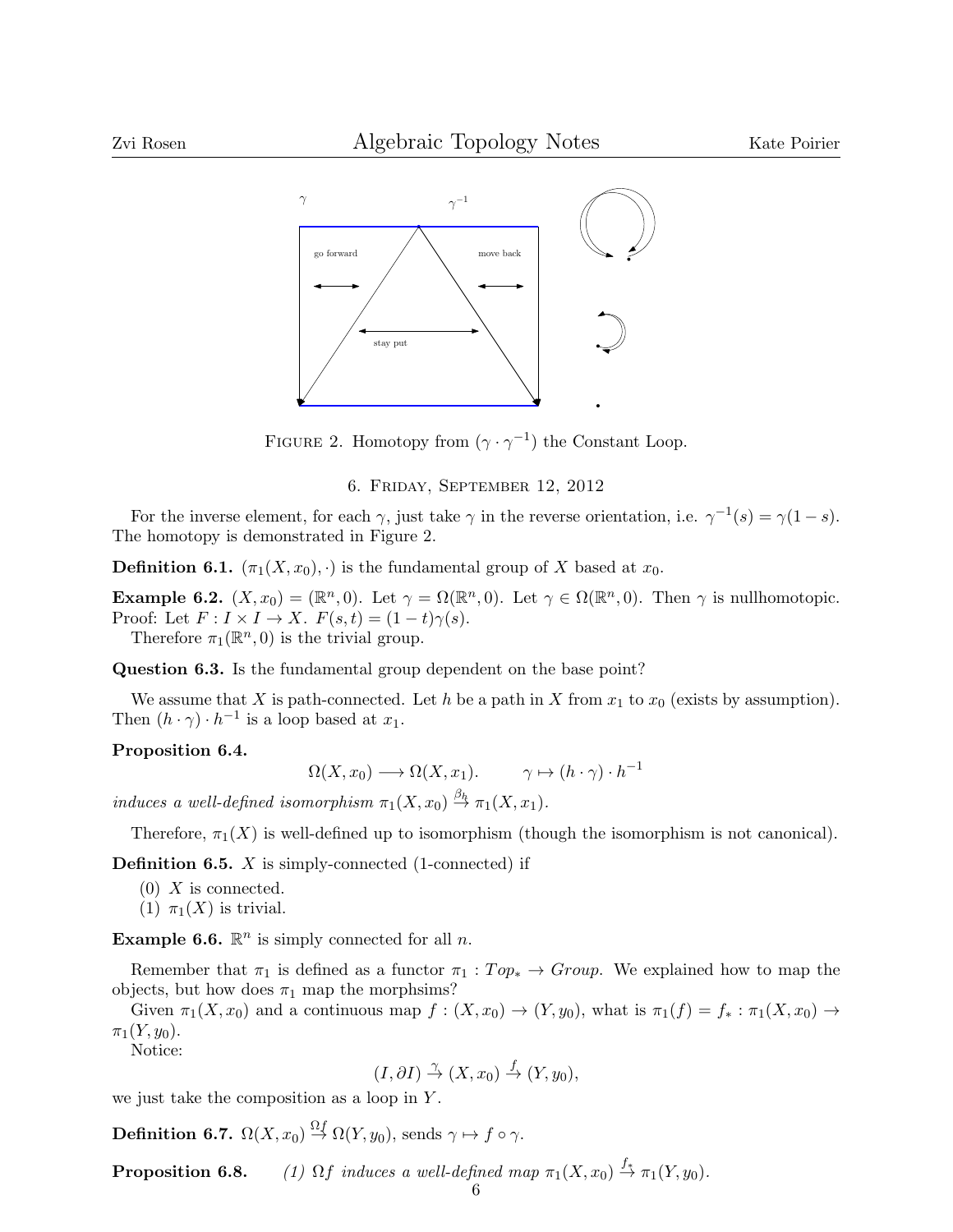FIGURE 2. Homotopy from $(\gamma \cdot \gamma^{-1})$ the Constant Loop.

## 6. Friday, September 12, 2012

For the inverse element, for each $\gamma$, just take $\gamma$ in the reverse orientation, i.e. $\gamma^{-1}(s) = \gamma(1-s)$. The homotopy is demonstrated in Figure 2.

**Definition 6.1.** $(\pi_1(X, x_0), \cdot)$ is the fundamental group of $X$ based at $x_0$.

**Example 6.2.** $(X, x_0) = (\mathbb{R}^n, 0)$. Let $\gamma = \Omega(\mathbb{R}^n, 0)$. Let $\gamma \in \Omega(\mathbb{R}^n, 0)$. Then $\gamma$ is nullhomotopic. Proof: Let $F : I \times I \to X$. $F(s,t) = (1-t)\gamma(s)$.

Therefore $\pi_1(\mathbb{R}^n, 0)$ is the trivial group.

**Question 6.3.** Is the fundamental group dependent on the base point?

We assume that $X$ is path-connected. Let $h$ be a path in $X$ from $x_1$ to $x_0$ (exists by assumption). Then $(h \cdot \gamma) \cdot h^{-1}$ is a loop based at $x_1$.

**Proposition 6.4.**

$$\Omega(X, x_0) \longrightarrow \Omega(X, x_1). \qquad \gamma \mapsto (h \cdot \gamma) \cdot h^{-1}$$

*induces a well-defined isomorphism* $\pi_1(X, x_0) \xrightarrow{\beta_h} \pi_1(X, x_1)$.

Therefore, $\pi_1(X)$ is well-defined up to isomorphism (though the isomorphism is not canonical).

**Definition 6.5.** $X$ is simply-connected (1-connected) if

(0) $X$ is connected.
(1) $\pi_1(X)$ is trivial.

**Example 6.6.** $\mathbb{R}^n$ is simply connected for all $n$.

Remember that $\pi_1$ is defined as a functor $\pi_1 : Top_* \to Group$. We explained how to map the objects, but how does $\pi_1$ map the morphsims?

Given $\pi_1(X, x_0)$ and a continuous map $f : (X, x_0) \to (Y, y_0)$, what is $\pi_1(f) = f_* : \pi_1(X, x_0) \to \pi_1(Y, y_0)$.

Notice:

$$(I, \partial I) \xrightarrow{\gamma} (X, x_0) \xrightarrow{f} (Y, y_0),$$

we just take the composition as a loop in $Y$.

**Definition 6.7.** $\Omega(X, x_0) \xrightarrow{\Omega f} \Omega(Y, y_0)$, sends $\gamma \mapsto f \circ \gamma$.

**Proposition 6.8.** *(1) $\Omega f$ induces a well-defined map $\pi_1(X, x_0) \xrightarrow{f_*} \pi_1(Y, y_0)$.*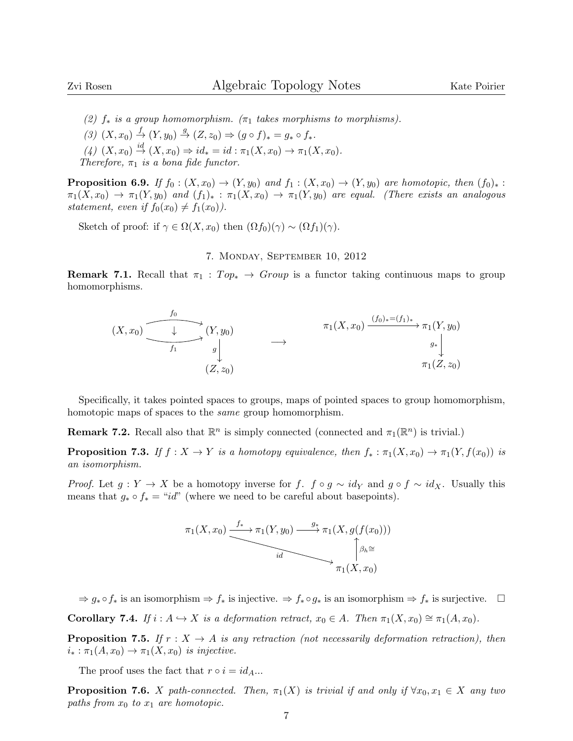*(2) $f_*$ is a group homomorphism. ($\pi_1$ takes morphisms to morphisms).*

*(3) $(X, x_0) \xrightarrow{f} (Y, y_0) \xrightarrow{g} (Z, z_0) \Rightarrow (g \circ f)_* = g_* \circ f_*$.*

*(4) $(X, x_0) \xrightarrow{id} (X, x_0) \Rightarrow id_* = id : \pi_1(X, x_0) \to \pi_1(X, x_0)$.*

*Therefore, $\pi_1$ is a bona fide functor.*

**Proposition 6.9.** *If $f_0 : (X, x_0) \to (Y, y_0)$ and $f_1 : (X, x_0) \to (Y, y_0)$ are homotopic, then $(f_0)_* : \pi_1(X, x_0) \to \pi_1(Y, y_0)$ and $(f_1)_* : \pi_1(X, x_0) \to \pi_1(Y, y_0)$ are equal. (There exists an analogous statement, even if $f_0(x_0) \neq f_1(x_0)$).*

Sketch of proof: if $\gamma \in \Omega(X, x_0)$ then $(\Omega f_0)(\gamma) \sim (\Omega f_1)(\gamma)$.

## 7. Monday, September 10, 2012

**Remark 7.1.** Recall that $\pi_1 : Top_* \to Group$ is a functor taking continuous maps to group homomorphisms.

$$\begin{array}{ccc} (X, x_0) \underset{f_1}{\overset{f_0}{\rightrightarrows}} (Y, y_0) \xrightarrow{g} (Z, z_0) & \longrightarrow & \pi_1(X, x_0) \xrightarrow{(f_0)_* = (f_1)_*} \pi_1(Y, y_0) \xrightarrow{g_*} \pi_1(Z, z_0) \end{array}$$

Specifically, it takes pointed spaces to groups, maps of pointed spaces to group homomorphism, homotopic maps of spaces to the *same* group homomorphism.

**Remark 7.2.** Recall also that $\mathbb{R}^n$ is simply connected (connected and $\pi_1(\mathbb{R}^n)$ is trivial.)

**Proposition 7.3.** *If $f : X \to Y$ is a homotopy equivalence, then $f_* : \pi_1(X, x_0) \to \pi_1(Y, f(x_0))$ is an isomorphism.*

*Proof.* Let $g : Y \to X$ be a homotopy inverse for $f$. $f \circ g \sim id_Y$ and $g \circ f \sim id_X$. Usually this means that $g_* \circ f_* =$ "$id$" (where we need to be careful about basepoints).

$$\pi_1(X, x_0) \xrightarrow{f_*} \pi_1(Y, y_0) \xrightarrow{g_*} \pi_1(X, g(f(x_0))), \qquad \pi_1(X, x_0) \xrightarrow{id} \pi_1(X, x_0) \xrightarrow{\beta_h \cong} \pi_1(X, g(f(x_0)))$$

$\Rightarrow g_* \circ f_*$ is an isomorphism $\Rightarrow f_*$ is injective. $\Rightarrow f_* \circ g_*$ is an isomorphism $\Rightarrow f_*$ is surjective. $\square$

**Corollary 7.4.** *If $i : A \hookrightarrow X$ is a deformation retract, $x_0 \in A$. Then $\pi_1(X, x_0) \cong \pi_1(A, x_0)$.*

**Proposition 7.5.** *If $r : X \to A$ is any retraction (not necessarily deformation retraction), then $i_* : \pi_1(A, x_0) \to \pi_1(X, x_0)$ is injective.*

The proof uses the fact that $r \circ i = id_A$...

**Proposition 7.6.** *$X$ path-connected. Then, $\pi_1(X)$ is trivial if and only if $\forall x_0, x_1 \in X$ any two paths from $x_0$ to $x_1$ are homotopic.*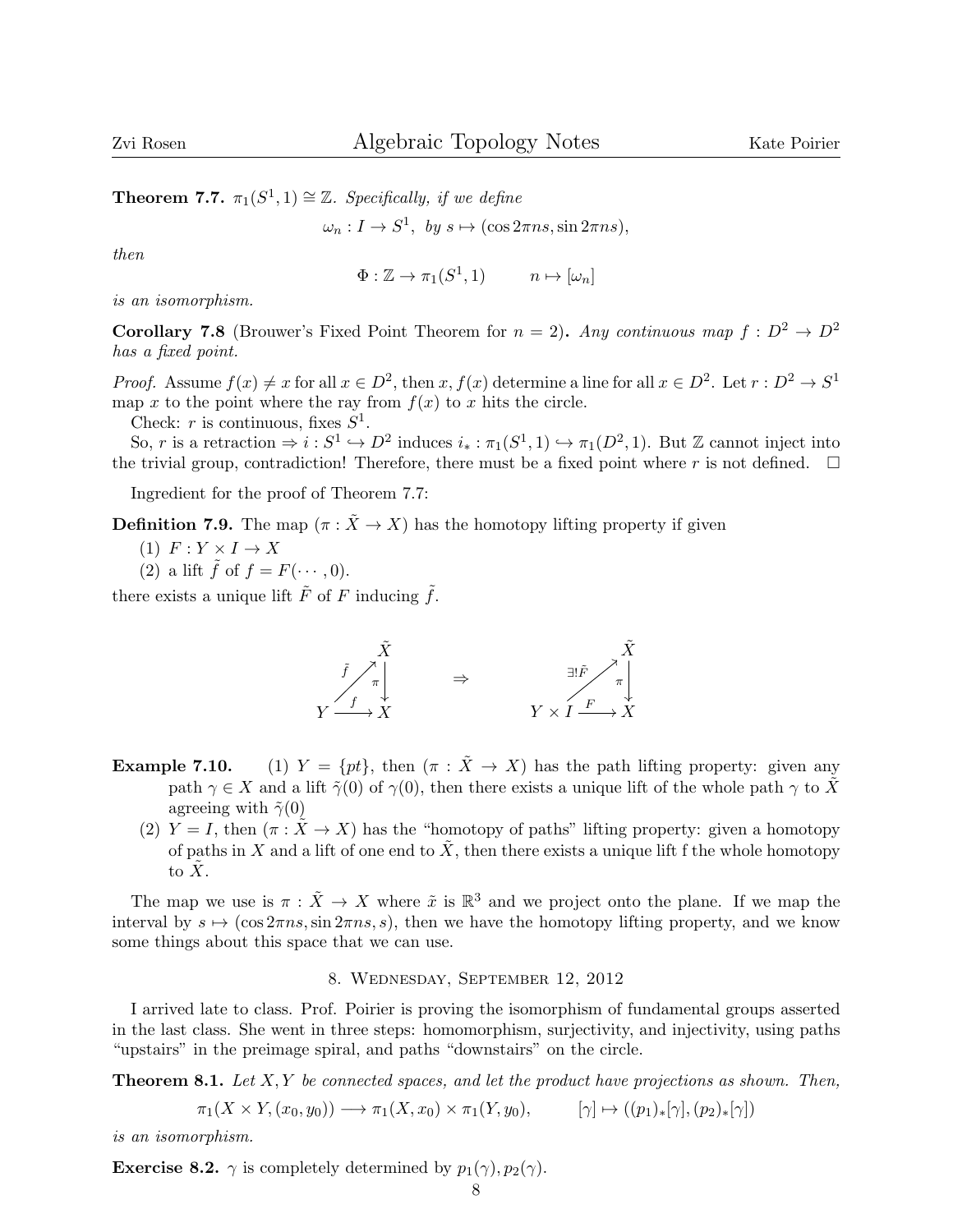**Theorem 7.7.** *$\pi_1(S^1, 1) \cong \mathbb{Z}$. Specifically, if we define*

$$\omega_n : I \to S^1, \text{ by } s \mapsto (\cos 2\pi ns, \sin 2\pi ns),$$

*then*

$$\Phi : \mathbb{Z} \to \pi_1(S^1, 1) \qquad n \mapsto [\omega_n]$$

*is an isomorphism.*

**Corollary 7.8** (Brouwer's Fixed Point Theorem for $n = 2$)**.** *Any continuous map $f : D^2 \to D^2$ has a fixed point.*

*Proof.* Assume $f(x) \neq x$ for all $x \in D^2$, then $x, f(x)$ determine a line for all $x \in D^2$. Let $r : D^2 \to S^1$ map $x$ to the point where the ray from $f(x)$ to $x$ hits the circle.

Check: $r$ is continuous, fixes $S^1$.

So, $r$ is a retraction $\Rightarrow i : S^1 \hookrightarrow D^2$ induces $i_* : \pi_1(S^1, 1) \hookrightarrow \pi_1(D^2, 1)$. But $\mathbb{Z}$ cannot inject into the trivial group, contradiction! Therefore, there must be a fixed point where $r$ is not defined. $\square$

Ingredient for the proof of Theorem 7.7:

**Definition 7.9.** The map $(\pi : \tilde{X} \to X)$ has the homotopy lifting property if given

(1) $F : Y \times I \to X$
(2) a lift $\tilde{f}$ of $f = F(\cdots, 0)$.

there exists a unique lift $\tilde{F}$ of $F$ inducing $\tilde{f}$.

$$\begin{array}{ccc} & & \tilde{X} \\ & \overset{\tilde{f}}{\nearrow} & \downarrow \pi \\ Y & \xrightarrow{f} & X \end{array} \qquad \Rightarrow \qquad \begin{array}{ccc} & & \tilde{X} \\ & \overset{\exists ! \tilde{F}}{\nearrow} & \downarrow \pi \\ Y \times I & \xrightarrow{F} & X \end{array}$$

**Example 7.10.** (1) $Y = \{pt\}$, then $(\pi : \tilde{X} \to X)$ has the path lifting property: given any path $\gamma \in X$ and a lift $\tilde{\gamma}(0)$ of $\gamma(0)$, then there exists a unique lift of the whole path $\gamma$ to $\tilde{X}$ agreeing with $\tilde{\gamma}(0)$

(2) $Y = I$, then $(\pi : \tilde{X} \to X)$ has the "homotopy of paths" lifting property: given a homotopy of paths in $X$ and a lift of one end to $\tilde{X}$, then there exists a unique lift f the whole homotopy to $\tilde{X}$.

The map we use is $\pi : \tilde{X} \to X$ where $\tilde{x}$ is $\mathbb{R}^3$ and we project onto the plane. If we map the interval by $s \mapsto (\cos 2\pi ns, \sin 2\pi ns, s)$, then we have the homotopy lifting property, and we know some things about this space that we can use.

## 8. Wednesday, September 12, 2012

I arrived late to class. Prof. Poirier is proving the isomorphism of fundamental groups asserted in the last class. She went in three steps: homomorphism, surjectivity, and injectivity, using paths "upstairs" in the preimage spiral, and paths "downstairs" on the circle.

**Theorem 8.1.** *Let $X, Y$ be connected spaces, and let the product have projections as shown. Then,*

$$\pi_1(X \times Y, (x_0, y_0)) \longrightarrow \pi_1(X, x_0) \times \pi_1(Y, y_0), \qquad [\gamma] \mapsto ((p_1)_*[\gamma], (p_2)_*[\gamma])$$

*is an isomorphism.*

**Exercise 8.2.** $\gamma$ is completely determined by $p_1(\gamma), p_2(\gamma)$.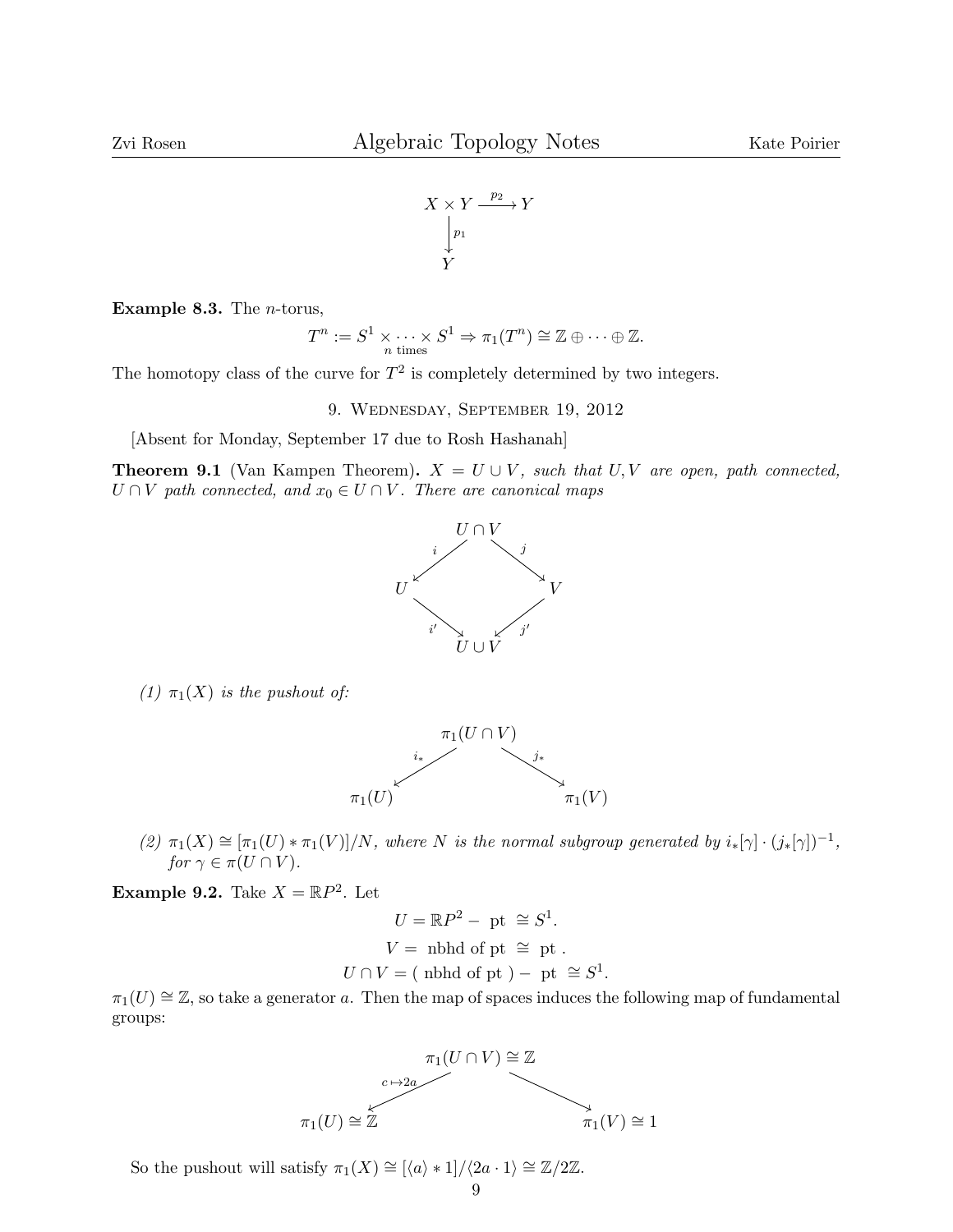$$
\begin{array}{ccc}
X \times Y & \xrightarrow{p_2} & Y \\
\downarrow{\scriptstyle p_1} & & \\
Y & &
\end{array}
$$

**Example 8.3.** The $n$-torus,

$$T^n := \underbrace{S^1 \times \cdots \times S^1}_{n \text{ times}} \Rightarrow \pi_1(T^n) \cong \mathbb{Z} \oplus \cdots \oplus \mathbb{Z}.$$

The homotopy class of the curve for $T^2$ is completely determined by two integers.

## 9. Wednesday, September 19, 2012

[Absent for Monday, September 17 due to Rosh Hashanah]

**Theorem 9.1** (Van Kampen Theorem)**.** *$X = U \cup V$, such that $U, V$ are open, path connected, $U \cap V$ path connected, and $x_0 \in U \cap V$. There are canonical maps*

$$
\begin{array}{ccccc}
 & & U \cap V & & \\
 & \swarrow^{i} & & \searrow^{j} & \\
U & & & & V \\
 & \searrow_{i'} & & \swarrow_{j'} & \\
 & & U \cup V & &
\end{array}
$$

*(1) $\pi_1(X)$ is the pushout of:*

$$
\begin{array}{ccccc}
 & & \pi_1(U \cap V) & & \\
 & \swarrow^{i_*} & & \searrow^{j_*} & \\
\pi_1(U) & & & & \pi_1(V)
\end{array}
$$

*(2) $\pi_1(X) \cong [\pi_1(U) * \pi_1(V)]/N$, where $N$ is the normal subgroup generated by $i_*[\gamma] \cdot (j_*[\gamma])^{-1}$, for $\gamma \in \pi(U \cap V)$.*

**Example 9.2.** Take $X = \mathbb{R}P^2$. Let

$$U = \mathbb{R}P^2 - \text{ pt } \cong S^1.$$

$$V = \text{ nbhd of pt } \cong \text{ pt }.$$

$$U \cap V = (\text{ nbhd of pt }) - \text{ pt } \cong S^1.$$

$\pi_1(U) \cong \mathbb{Z}$, so take a generator $a$. Then the map of spaces induces the following map of fundamental groups:

$$
\begin{array}{ccccc}
 & & \pi_1(U \cap V) \cong \mathbb{Z} & & \\
 & \swarrow^{c \mapsto 2a} & & \searrow & \\
\pi_1(U) \cong \mathbb{Z} & & & & \pi_1(V) \cong 1
\end{array}
$$

So the pushout will satisfy $\pi_1(X) \cong [\langle a \rangle * 1]/\langle 2a \cdot 1 \rangle \cong \mathbb{Z}/2\mathbb{Z}$.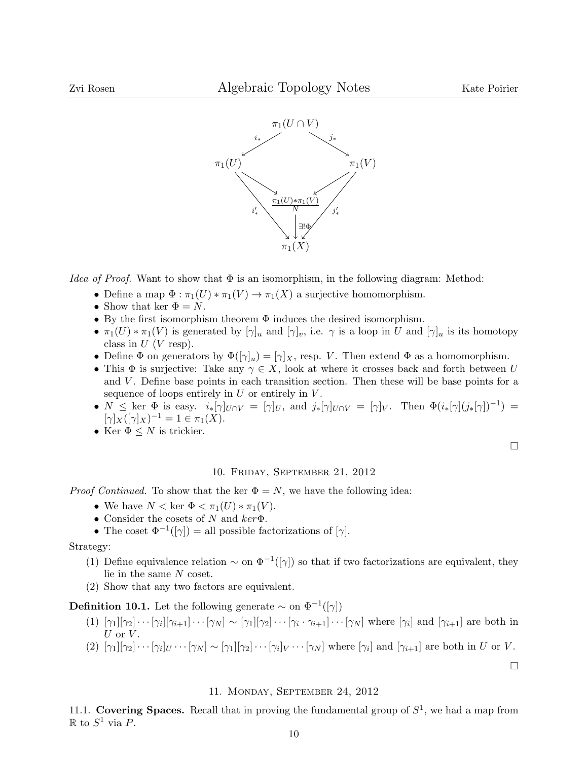$$
\begin{array}{ccccc}
 & & \pi_1(U \cap V) & & \\
 & \swarrow^{i_*} & & \searrow^{j_*} & \\
\pi_1(U) & & & & \pi_1(V) \\
 & \searrow & & \swarrow & \\
 & & \frac{\pi_1(U) * \pi_1(V)}{N} & & \\
 & {}_{i'_*}\searrow & \downarrow \exists! \Phi & \swarrow_{j'_*} & \\
 & & \pi_1(X) & &
\end{array}
$$

*Idea of Proof.* Want to show that $\Phi$ is an isomorphism, in the following diagram: Method:

- Define a map $\Phi : \pi_1(U) * \pi_1(V) \to \pi_1(X)$ a surjective homomorphism.
- Show that ker $\Phi = N$.
- By the first isomorphism theorem $\Phi$ induces the desired isomorphism.
- $\pi_1(U) * \pi_1(V)$ is generated by $[\gamma]_u$ and $[\gamma]_v$, i.e. $\gamma$ is a loop in $U$ and $[\gamma]_u$ is its homotopy class in $U$ ($V$ resp).
- Define $\Phi$ on generators by $\Phi([\gamma]_u) = [\gamma]_X$, resp. $V$. Then extend $\Phi$ as a homomorphism.
- This $\Phi$ is surjective: Take any $\gamma \in X$, look at where it crosses back and forth between $U$ and $V$. Define base points in each transition section. Then these will be base points for a sequence of loops entirely in $U$ or entirely in $V$.
- $N \leq$ ker $\Phi$ is easy. $i_*[\gamma]_{U \cap V} = [\gamma]_U$, and $j_*[\gamma]_{U\cap V} = [\gamma]_V$. Then $\Phi(i_*[\gamma](j_*[\gamma])^{-1}) = [\gamma]_X([\gamma]_X)^{-1} = 1 \in \pi_1(X)$.
- Ker $\Phi \leq N$ is trickier.

□

## 10. Friday, September 21, 2012

*Proof Continued.* To show that the ker $\Phi = N$, we have the following idea:

- We have $N < \ker \Phi < \pi_1(U) * \pi_1(V)$.
- Consider the cosets of $N$ and $ker \Phi$.
- The coset $\Phi^{-1}([\gamma]) =$ all possible factorizations of $[\gamma]$.

Strategy:

(1) Define equivalence relation $\sim$ on $\Phi^{-1}([\gamma])$ so that if two factorizations are equivalent, they lie in the same $N$ coset.
(2) Show that any two factors are equivalent.

**Definition 10.1.** Let the following generate $\sim$ on $\Phi^{-1}([\gamma])$

(1) $[\gamma_1][\gamma_2]\cdots[\gamma_i][\gamma_{i+1}]\cdots[\gamma_N] \sim [\gamma_1][\gamma_2]\cdots[\gamma_i \cdot \gamma_{i+1}]\cdots[\gamma_N]$ where $[\gamma_i]$ and $[\gamma_{i+1}]$ are both in $U$ or $V$.
(2) $[\gamma_1][\gamma_2]\cdots[\gamma_i]_U\cdots[\gamma_N] \sim [\gamma_1][\gamma_2]\cdots[\gamma_i]_V\cdots[\gamma_N]$ where $[\gamma_i]$ and $[\gamma_{i+1}]$ are both in $U$ or $V$.

□

## 11. Monday, September 24, 2012

11.1. **Covering Spaces.** Recall that in proving the fundamental group of $S^1$, we had a map from $\mathbb{R}$ to $S^1$ via $P$.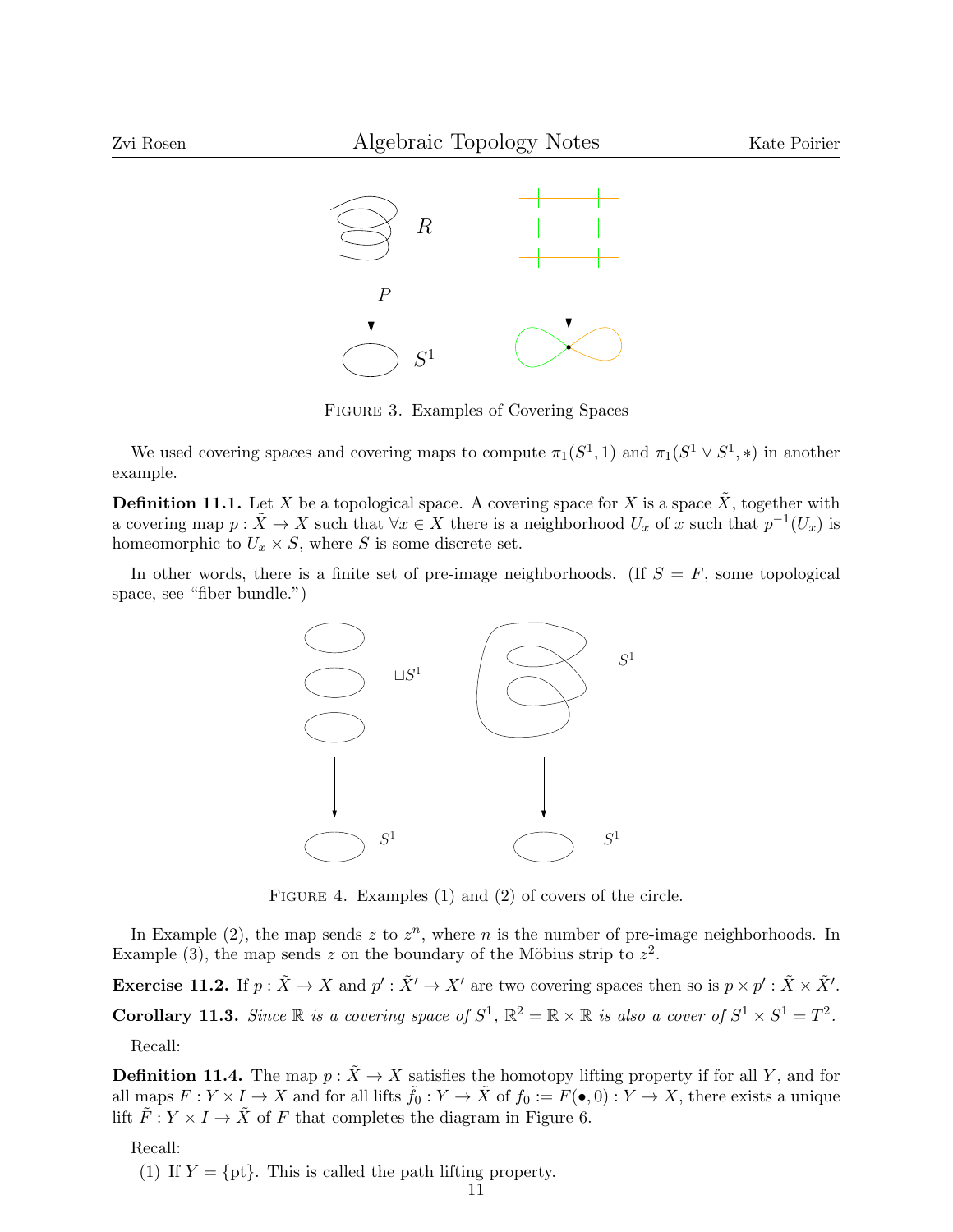FIGURE 3. Examples of Covering Spaces

We used covering spaces and covering maps to compute $\pi_1(S^1, 1)$ and $\pi_1(S^1 \vee S^1, *)$ in another example.

**Definition 11.1.** Let $X$ be a topological space. A covering space for $X$ is a space $\tilde{X}$, together with a covering map $p : \tilde{X} \to X$ such that $\forall x \in X$ there is a neighborhood $U_x$ of $x$ such that $p^{-1}(U_x)$ is homeomorphic to $U_x \times S$, where $S$ is some discrete set.

In other words, there is a finite set of pre-image neighborhoods. (If $S = F$, some topological space, see "fiber bundle.")

FIGURE 4. Examples (1) and (2) of covers of the circle.

In Example (2), the map sends $z$ to $z^n$, where $n$ is the number of pre-image neighborhoods. In Example (3), the map sends $z$ on the boundary of the Möbius strip to $z^2$.

**Exercise 11.2.** If $p : \tilde{X} \to X$ and $p' : \tilde{X}' \to X'$ are two covering spaces then so is $p \times p' : \tilde{X} \times \tilde{X}'$.

**Corollary 11.3.** *Since $\mathbb{R}$ is a covering space of $S^1$, $\mathbb{R}^2 = \mathbb{R} \times \mathbb{R}$ is also a cover of $S^1 \times S^1 = T^2$.*

Recall:

**Definition 11.4.** The map $p : \tilde{X} \to X$ satisfies the homotopy lifting property if for all $Y$, and for all maps $F : Y \times I \to X$ and for all lifts $\tilde{f}_0 : Y \to \tilde{X}$ of $f_0 := F(\bullet, 0) : Y \to X$, there exists a unique lift $\tilde{F} : Y \times I \to \tilde{X}$ of $F$ that completes the diagram in Figure 6.

Recall:

(1) If $Y = \{\text{pt}\}$. This is called the path lifting property.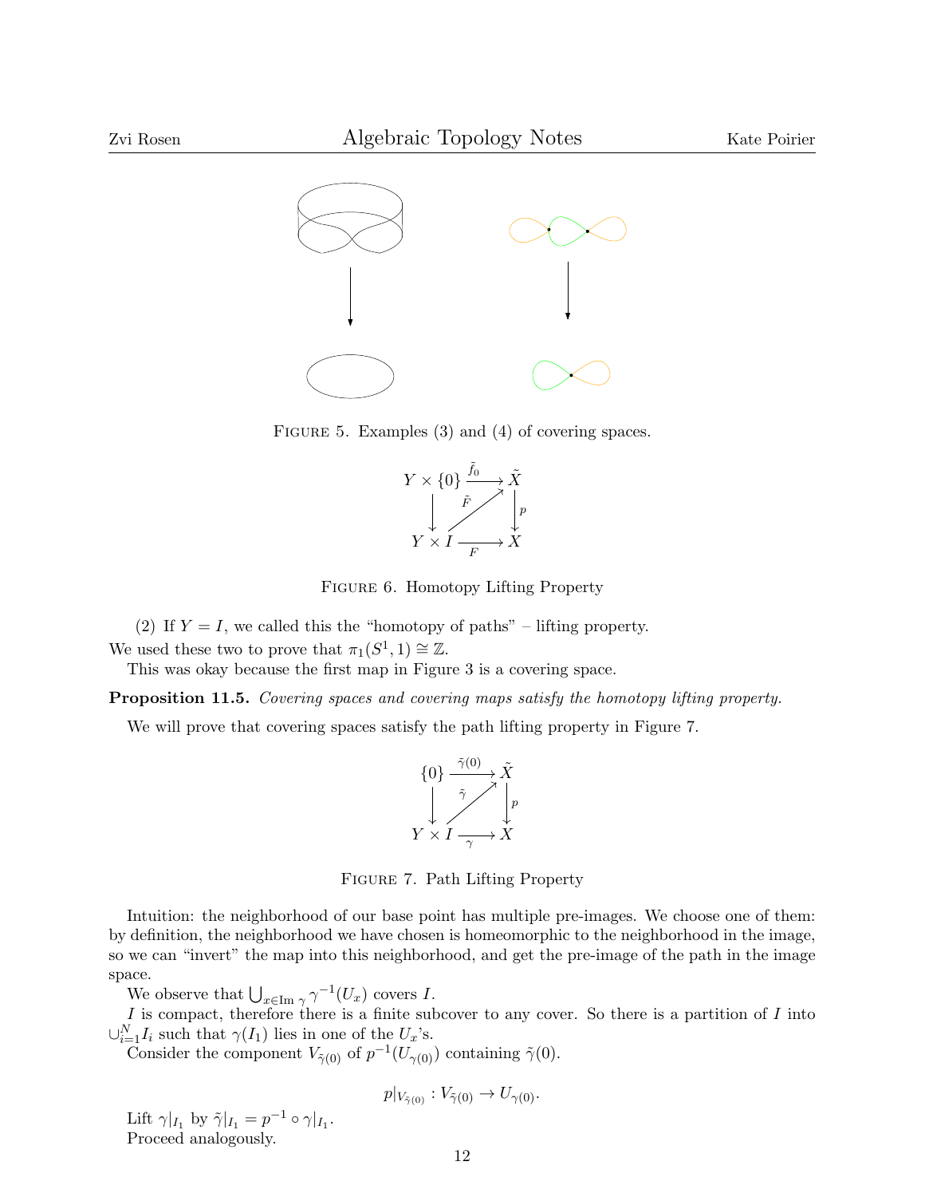FIGURE 5. Examples (3) and (4) of covering spaces.

$$\begin{array}{ccc} Y \times \{0\} & \xrightarrow{\tilde{f}_0} & \tilde{X} \\ \downarrow & \overset{\tilde{F}}{\nearrow} & \downarrow p \\ Y \times I & \xrightarrow[F]{} & X \end{array}$$

FIGURE 6. Homotopy Lifting Property

(2) If $Y = I$, we called this the "homotopy of paths" – lifting property.

We used these two to prove that $\pi_1(S^1, 1) \cong \mathbb{Z}$.

This was okay because the first map in Figure 3 is a covering space.

**Proposition 11.5.** *Covering spaces and covering maps satisfy the homotopy lifting property.*

We will prove that covering spaces satisfy the path lifting property in Figure 7.

$$\begin{array}{ccc} \{0\} & \xrightarrow{\tilde{\gamma}(0)} & \tilde{X} \\ \downarrow & \overset{\tilde{\gamma}}{\nearrow} & \downarrow p \\ Y \times I & \xrightarrow[\gamma]{} & X \end{array}$$

FIGURE 7. Path Lifting Property

Intuition: the neighborhood of our base point has multiple pre-images. We choose one of them: by definition, the neighborhood we have chosen is homeomorphic to the neighborhood in the image, so we can "invert" the map into this neighborhood, and get the pre-image of the path in the image space.

We observe that $\bigcup_{x \in \text{Im } \gamma} \gamma^{-1}(U_x)$ covers $I$.

$I$ is compact, therefore there is a finite subcover to any cover. So there is a partition of $I$ into $\cup_{i=1}^{N} I_i$ such that $\gamma(I_1)$ lies in one of the $U_x$'s.

Consider the component $V_{\tilde{\gamma}(0)}$ of $p^{-1}(U_{\gamma(0)})$ containing $\tilde{\gamma}(0)$.

$$p|_{V_{\tilde{\gamma}(0)}} : V_{\tilde{\gamma}(0)} \to U_{\gamma(0)}.$$

Lift $\gamma|_{I_1}$ by $\tilde{\gamma}|_{I_1} = p^{-1} \circ \gamma|_{I_1}$.

Proceed analogously.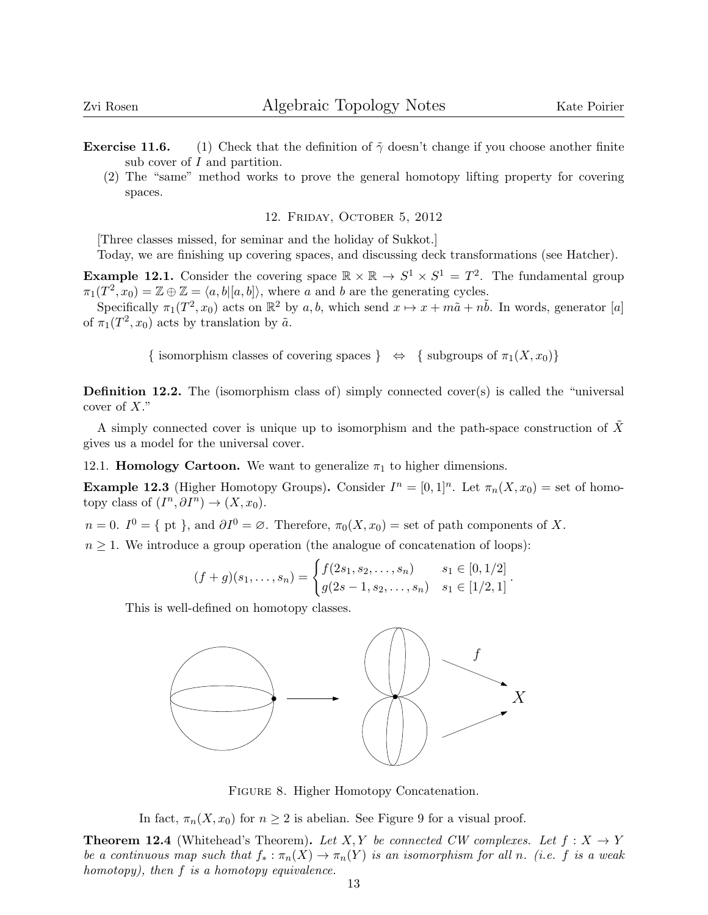**Exercise 11.6.** (1) Check that the definition of $\tilde{\gamma}$ doesn't change if you choose another finite sub cover of $I$ and partition.

(2) The "same" method works to prove the general homotopy lifting property for covering spaces.

## 12. Friday, October 5, 2012

[Three classes missed, for seminar and the holiday of Sukkot.]

Today, we are finishing up covering spaces, and discussing deck transformations (see Hatcher).

**Example 12.1.** Consider the covering space $\mathbb{R} \times \mathbb{R} \to S^1 \times S^1 = T^2$. The fundamental group $\pi_1(T^2, x_0) = \mathbb{Z} \oplus \mathbb{Z} = \langle a, b | [a, b] \rangle$, where $a$ and $b$ are the generating cycles.

Specifically $\pi_1(T^2, x_0)$ acts on $\mathbb{R}^2$ by $a, b$, which send $x \mapsto x + m\tilde{a} + n\tilde{b}$. In words, generator $[a]$ of $\pi_1(T^2, x_0)$ acts by translation by $\tilde{a}$.

$$\{ \text{ isomorphism classes of covering spaces } \} \quad \Leftrightarrow \quad \{ \text{ subgroups of } \pi_1(X, x_0) \}$$

**Definition 12.2.** The (isomorphism class of) simply connected cover(s) is called the "universal cover of $X$."

A simply connected cover is unique up to isomorphism and the path-space construction of $\tilde{X}$ gives us a model for the universal cover.

### 12.1. Homology Cartoon.

We want to generalize $\pi_1$ to higher dimensions.

**Example 12.3** (Higher Homotopy Groups)**.** Consider $I^n = [0, 1]^n$. Let $\pi_n(X, x_0)$ = set of homotopy class of $(I^n, \partial I^n) \to (X, x_0)$.

$n = 0$. $I^0 = \{ \text{ pt } \}$, and $\partial I^0 = \varnothing$. Therefore, $\pi_0(X, x_0)$ = set of path components of $X$.

$n \geq 1$. We introduce a group operation (the analogue of concatenation of loops):

$$(f + g)(s_1, \ldots, s_n) = \begin{cases} f(2s_1, s_2, \ldots, s_n) & s_1 \in [0, 1/2] \\ g(2s - 1, s_2, \ldots, s_n) & s_1 \in [1/2, 1] \end{cases}.$$

This is well-defined on homotopy classes.

Figure 8. Higher Homotopy Concatenation.

In fact, $\pi_n(X, x_0)$ for $n \geq 2$ is abelian. See Figure 9 for a visual proof.

**Theorem 12.4** (Whitehead's Theorem)**.** *Let $X, Y$ be connected CW complexes. Let $f : X \to Y$ be a continuous map such that $f_* : \pi_n(X) \to \pi_n(Y)$ is an isomorphism for all $n$. (i.e. $f$ is a weak homotopy), then $f$ is a homotopy equivalence.*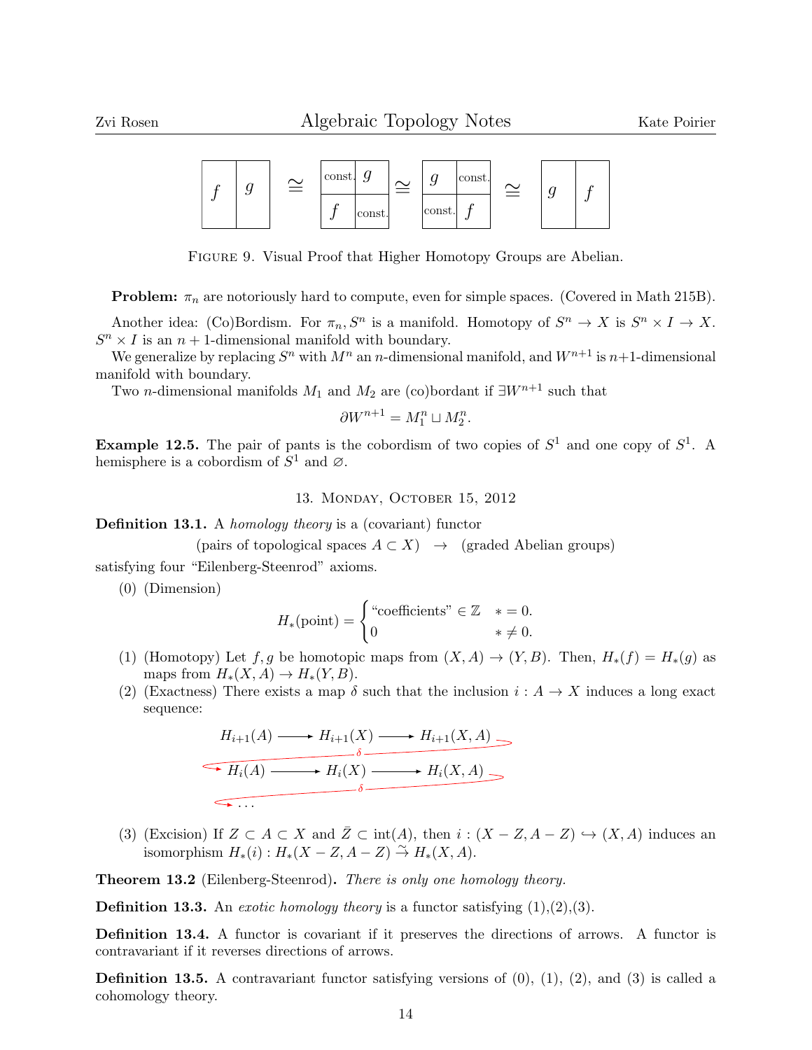FIGURE 9. Visual Proof that Higher Homotopy Groups are Abelian.

**Problem:** $\pi_n$ are notoriously hard to compute, even for simple spaces. (Covered in Math 215B).

Another idea: (Co)Bordism. For $\pi_n, S^n$ is a manifold. Homotopy of $S^n \to X$ is $S^n \times I \to X$. $S^n \times I$ is an $n+1$-dimensional manifold with boundary.

We generalize by replacing $S^n$ with $M^n$ an $n$-dimensional manifold, and $W^{n+1}$ is $n+1$-dimensional manifold with boundary.

Two $n$-dimensional manifolds $M_1$ and $M_2$ are (co)bordant if $\exists W^{n+1}$ such that

$$\partial W^{n+1} = M_1^n \sqcup M_2^n.$$

**Example 12.5.** The pair of pants is the cobordism of two copies of $S^1$ and one copy of $S^1$. A hemisphere is a cobordism of $S^1$ and $\varnothing$.

## 13. Monday, October 15, 2012

**Definition 13.1.** A *homology theory* is a (covariant) functor

$$(\text{pairs of topological spaces } A \subset X) \quad \to \quad (\text{graded Abelian groups})$$

satisfying four "Eilenberg-Steenrod" axioms.

(0) (Dimension)

$$H_*(\text{point}) = \begin{cases} \text{"coefficients"} \in \mathbb{Z} & * = 0. \\ 0 & * \neq 0. \end{cases}$$

(1) (Homotopy) Let $f, g$ be homotopic maps from $(X, A) \to (Y, B)$. Then, $H_*(f) = H_*(g)$ as maps from $H_*(X, A) \to H_*(Y, B)$.

(2) (Exactness) There exists a map $\delta$ such that the inclusion $i : A \to X$ induces a long exact sequence:

$$\cdots \to H_{i+1}(A) \to H_{i+1}(X) \to H_{i+1}(X, A) \xrightarrow{\delta} H_i(A) \to H_i(X) \to H_i(X, A) \xrightarrow{\delta} \cdots$$

(3) (Excision) If $Z \subset A \subset X$ and $\bar{Z} \subset \text{int}(A)$, then $i : (X - Z, A - Z) \hookrightarrow (X, A)$ induces an isomorphism $H_*(i) : H_*(X - Z, A - Z) \xrightarrow{\sim} H_*(X, A)$.

**Theorem 13.2** (Eilenberg-Steenrod)**.** *There is only one homology theory.*

**Definition 13.3.** An *exotic homology theory* is a functor satisfying (1),(2),(3).

**Definition 13.4.** A functor is covariant if it preserves the directions of arrows. A functor is contravariant if it reverses directions of arrows.

**Definition 13.5.** A contravariant functor satisfying versions of (0), (1), (2), and (3) is called a cohomology theory.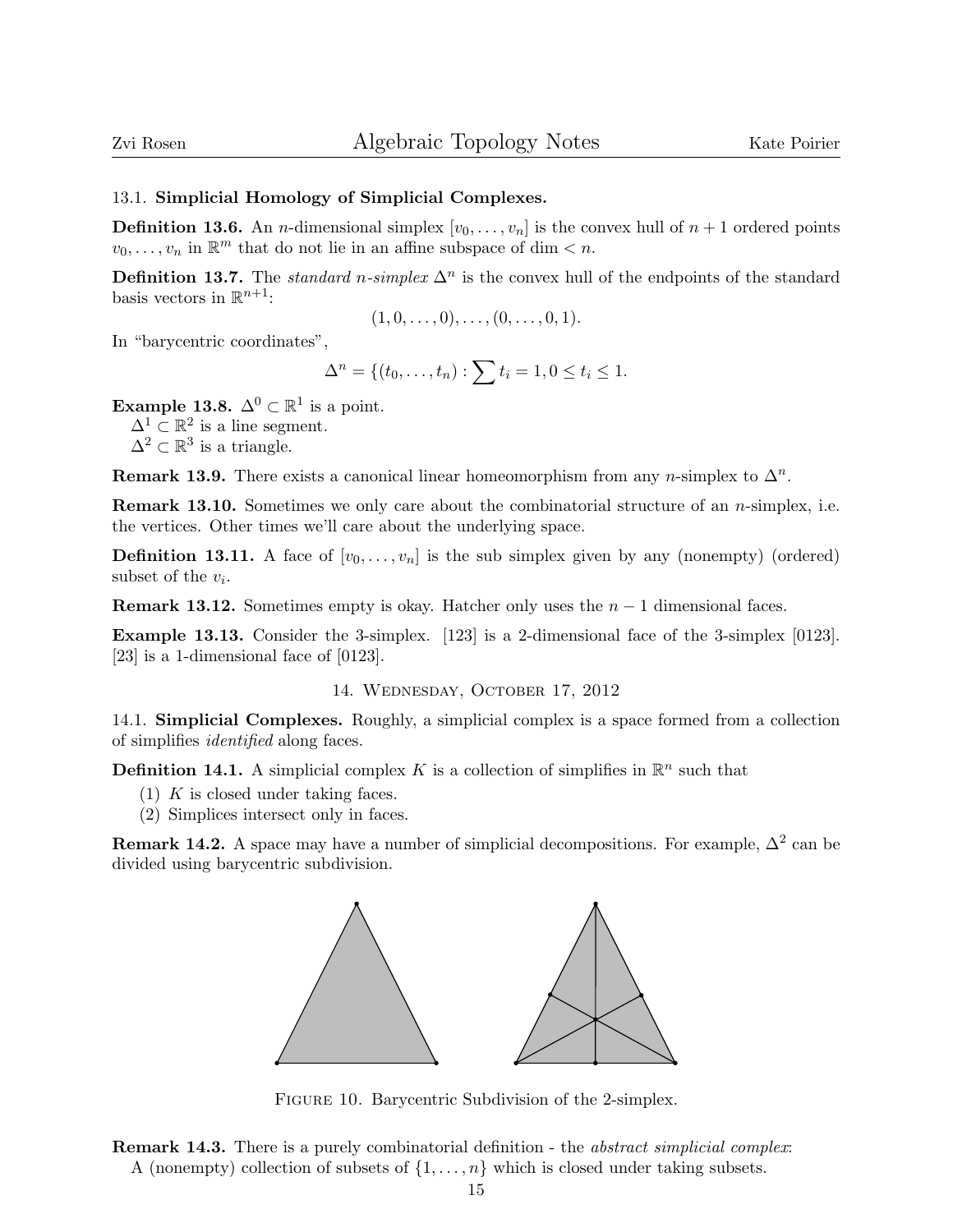### 13.1. **Simplicial Homology of Simplicial Complexes.**

**Definition 13.6.** An $n$-dimensional simplex $[v_0, \ldots, v_n]$ is the convex hull of $n+1$ ordered points $v_0, \ldots, v_n$ in $\mathbb{R}^m$ that do not lie in an affine subspace of $\dim < n$.

**Definition 13.7.** The *standard n-simplex* $\Delta^n$ is the convex hull of the endpoints of the standard basis vectors in $\mathbb{R}^{n+1}$:

$$(1, 0, \ldots, 0), \ldots, (0, \ldots, 0, 1).$$

In "barycentric coordinates",

$$\Delta^n = \{(t_0, \ldots, t_n) : \sum t_i = 1, 0 \leq t_i \leq 1.$$

**Example 13.8.** $\Delta^0 \subset \mathbb{R}^1$ is a point.
$\Delta^1 \subset \mathbb{R}^2$ is a line segment.
$\Delta^2 \subset \mathbb{R}^3$ is a triangle.

**Remark 13.9.** There exists a canonical linear homeomorphism from any $n$-simplex to $\Delta^n$.

**Remark 13.10.** Sometimes we only care about the combinatorial structure of an $n$-simplex, i.e. the vertices. Other times we'll care about the underlying space.

**Definition 13.11.** A face of $[v_0, \ldots, v_n]$ is the sub simplex given by any (nonempty) (ordered) subset of the $v_i$.

**Remark 13.12.** Sometimes empty is okay. Hatcher only uses the $n-1$ dimensional faces.

**Example 13.13.** Consider the 3-simplex. [123] is a 2-dimensional face of the 3-simplex [0123]. [23] is a 1-dimensional face of [0123].

## 14. Wednesday, October 17, 2012

### 14.1. **Simplicial Complexes.** Roughly, a simplicial complex is a space formed from a collection of simplifies *identified* along faces.

**Definition 14.1.** A simplicial complex $K$ is a collection of simplifies in $\mathbb{R}^n$ such that

1. $K$ is closed under taking faces.
2. Simplices intersect only in faces.

**Remark 14.2.** A space may have a number of simplicial decompositions. For example, $\Delta^2$ can be divided using barycentric subdivision.

Figure 10. Barycentric Subdivision of the 2-simplex.

**Remark 14.3.** There is a purely combinatorial definition - the *abstract simplicial complex*:
A (nonempty) collection of subsets of $\{1, \ldots, n\}$ which is closed under taking subsets.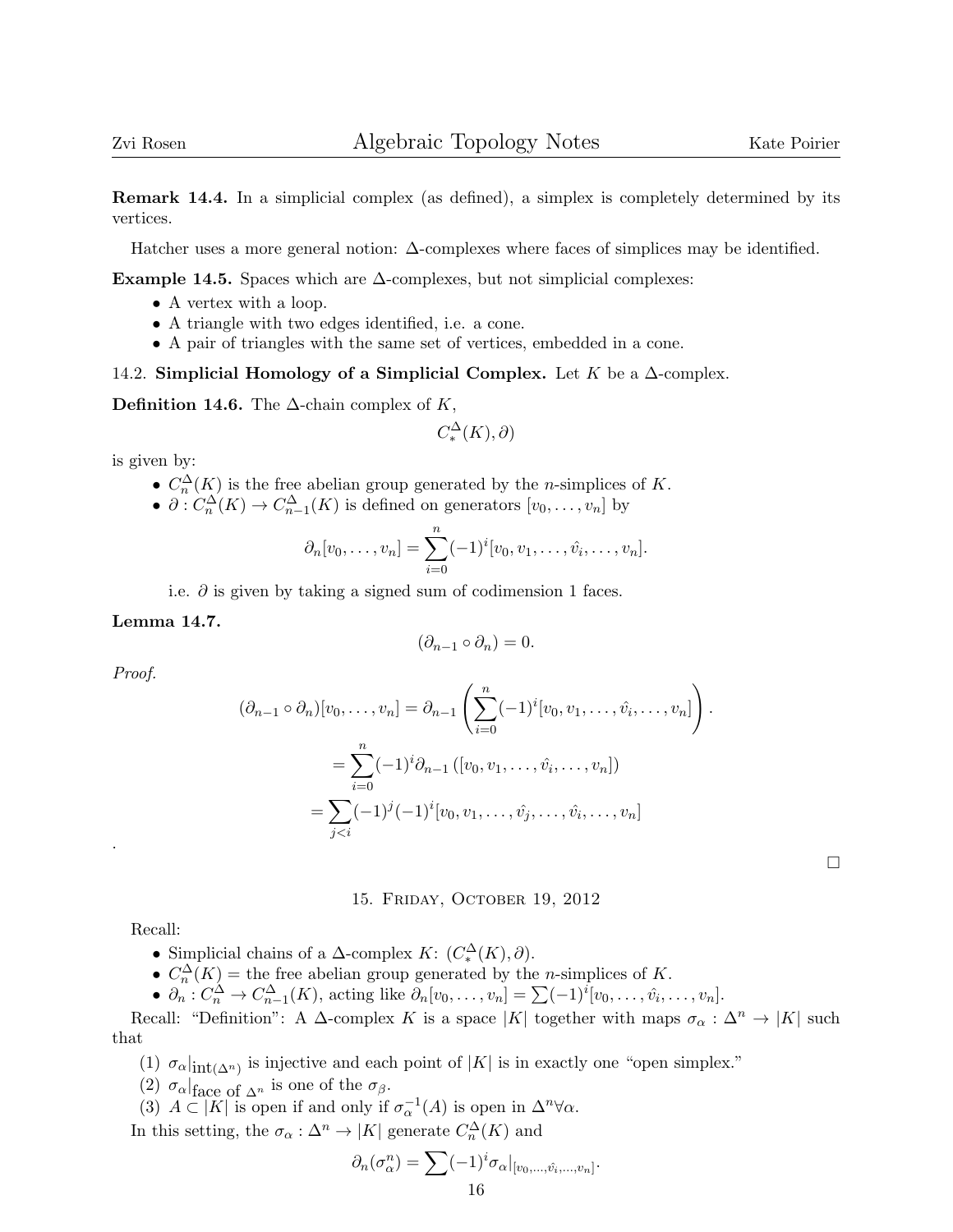**Remark 14.4.** In a simplicial complex (as defined), a simplex is completely determined by its vertices.

Hatcher uses a more general notion: $\Delta$-complexes where faces of simplices may be identified.

**Example 14.5.** Spaces which are $\Delta$-complexes, but not simplicial complexes:

- A vertex with a loop.
- A triangle with two edges identified, i.e. a cone.
- A pair of triangles with the same set of vertices, embedded in a cone.

14.2. **Simplicial Homology of a Simplicial Complex.** Let $K$ be a $\Delta$-complex.

**Definition 14.6.** The $\Delta$-chain complex of $K$,

$$C_*^\Delta(K), \partial)$$

is given by:

- $C_n^\Delta(K)$ is the free abelian group generated by the $n$-simplices of $K$.
- $\partial : C_n^\Delta(K) \to C_{n-1}^\Delta(K)$ is defined on generators $[v_0, \dots, v_n]$ by

$$\partial_n[v_0, \dots, v_n] = \sum_{i=0}^{n} (-1)^i [v_0, v_1, \dots, \hat{v}_i, \dots, v_n].$$

i.e. $\partial$ is given by taking a signed sum of codimension 1 faces.

**Lemma 14.7.**

$$(\partial_{n-1} \circ \partial_n) = 0.$$

*Proof.*

$$(\partial_{n-1} \circ \partial_n)[v_0, \dots, v_n] = \partial_{n-1}\left(\sum_{i=0}^{n} (-1)^i [v_0, v_1, \dots, \hat{v}_i, \dots, v_n]\right).$$

$$= \sum_{i=0}^{n} (-1)^i \partial_{n-1}\left([v_0, v_1, \dots, \hat{v}_i, \dots, v_n]\right)$$

$$= \sum_{j<i} (-1)^j (-1)^i [v_0, v_1, \dots, \hat{v}_j, \dots, \hat{v}_i, \dots, v_n]$$

.

∎

## 15. Friday, October 19, 2012

Recall:

- Simplicial chains of a $\Delta$-complex $K$: $(C_*^\Delta(K), \partial)$.
- $C_n^\Delta(K)$ = the free abelian group generated by the $n$-simplices of $K$.
- $\partial_n : C_n^\Delta \to C_{n-1}^\Delta(K)$, acting like $\partial_n[v_0, \dots, v_n] = \sum (-1)^i [v_0, \dots, \hat{v}_i, \dots, v_n]$.

Recall: "Definition": A $\Delta$-complex $K$ is a space $|K|$ together with maps $\sigma_\alpha : \Delta^n \to |K|$ such that

1. $\sigma_\alpha|_{\text{int}(\Delta^n)}$ is injective and each point of $|K|$ is in exactly one "open simplex."
2. $\sigma_\alpha|_{\text{face of } \Delta^n}$ is one of the $\sigma_\beta$.
3. $A \subset |K|$ is open if and only if $\sigma_\alpha^{-1}(A)$ is open in $\Delta^n \forall \alpha$.

In this setting, the $\sigma_\alpha : \Delta^n \to |K|$ generate $C_n^\Delta(K)$ and

$$\partial_n(\sigma_\alpha^n) = \sum (-1)^i \sigma_\alpha|_{[v_0, \dots, \hat{v}_i, \dots, v_n]}.$$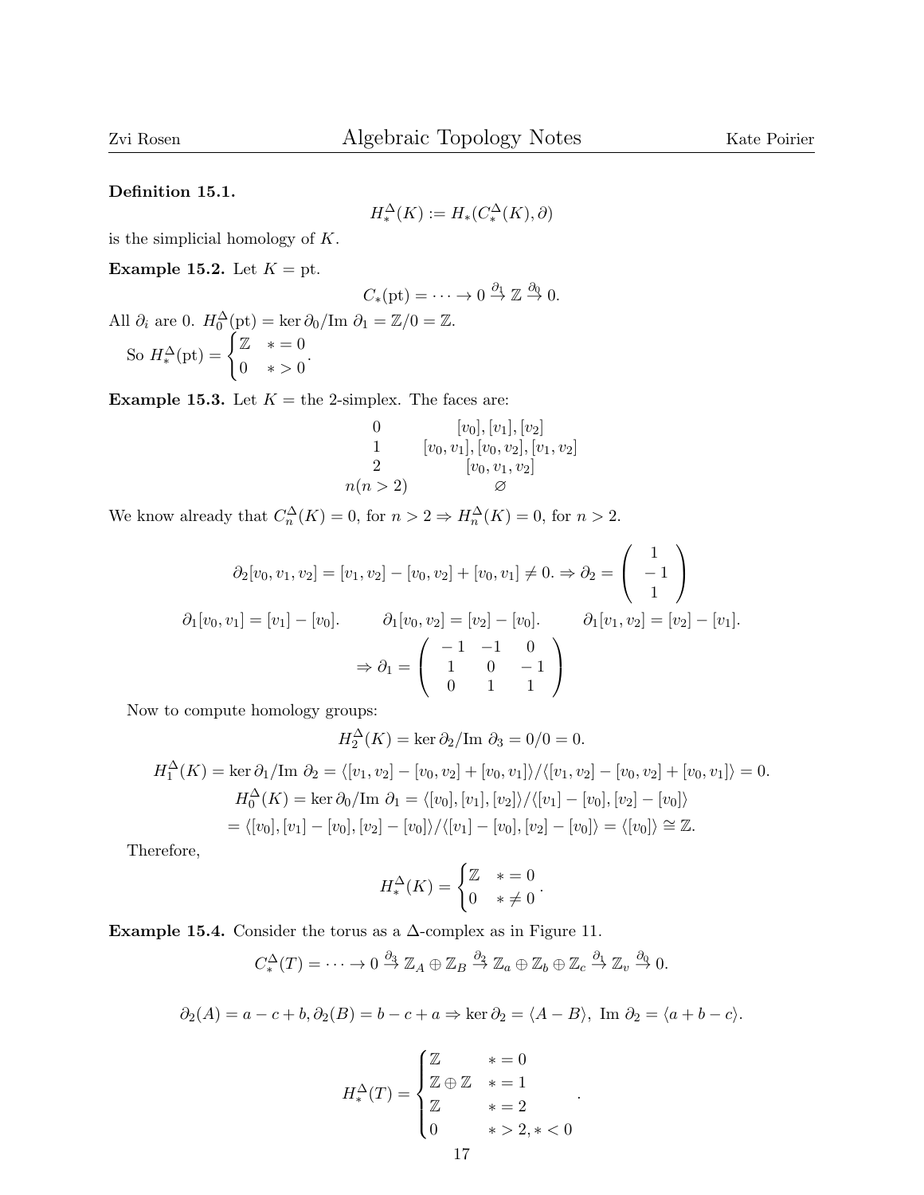**Definition 15.1.**

$$H_*^\Delta(K) := H_*(C_*^\Delta(K), \partial)$$

is the simplicial homology of $K$.

**Example 15.2.** Let $K = \text{pt}$.

$$C_*(\text{pt}) = \cdots \to 0 \xrightarrow{\partial_1} \mathbb{Z} \xrightarrow{\partial_0} 0.$$

All $\partial_i$ are 0. $H_0^\Delta(\text{pt}) = \ker \partial_0 / \text{Im } \partial_1 = \mathbb{Z}/0 = \mathbb{Z}$.

So $H_*^\Delta(\text{pt}) = \begin{cases} \mathbb{Z} & * = 0 \\ 0 & * > 0 \end{cases}$.

**Example 15.3.** Let $K =$ the 2-simplex. The faces are:

$$\begin{array}{cc} 0 & [v_0], [v_1], [v_2] \\ 1 & [v_0, v_1], [v_0, v_2], [v_1, v_2] \\ 2 & [v_0, v_1, v_2] \\ n (n > 2) & \varnothing \end{array}$$

We know already that $C_n^\Delta(K) = 0$, for $n > 2 \Rightarrow H_n^\Delta(K) = 0$, for $n > 2$.

$$\partial_2[v_0, v_1, v_2] = [v_1, v_2] - [v_0, v_2] + [v_0, v_1] \neq 0. \Rightarrow \partial_2 = \begin{pmatrix} 1 \\ -1 \\ 1 \end{pmatrix}$$

$$\partial_1[v_0, v_1] = [v_1] - [v_0]. \qquad \partial_1[v_0, v_2] = [v_2] - [v_0]. \qquad \partial_1[v_1, v_2] = [v_2] - [v_1].$$

$$\Rightarrow \partial_1 = \begin{pmatrix} -1 & -1 & 0 \\ 1 & 0 & -1 \\ 0 & 1 & 1 \end{pmatrix}$$

Now to compute homology groups:

$$H_2^\Delta(K) = \ker \partial_2 / \text{Im } \partial_3 = 0/0 = 0.$$

$$H_1^\Delta(K) = \ker \partial_1 / \text{Im } \partial_2 = \langle [v_1, v_2] - [v_0, v_2] + [v_0, v_1] \rangle / \langle [v_1, v_2] - [v_0, v_2] + [v_0, v_1] \rangle = 0.$$

$$H_0^\Delta(K) = \ker \partial_0 / \text{Im } \partial_1 = \langle [v_0], [v_1], [v_2] \rangle / \langle [v_1] - [v_0], [v_2] - [v_0] \rangle$$

$$= \langle [v_0], [v_1] - [v_0], [v_2] - [v_0] \rangle / \langle [v_1] - [v_0], [v_2] - [v_0] \rangle = \langle [v_0] \rangle \cong \mathbb{Z}.$$

Therefore,

$$H_*^\Delta(K) = \begin{cases} \mathbb{Z} & * = 0 \\ 0 & * \neq 0 \end{cases}.$$

**Example 15.4.** Consider the torus as a $\Delta$-complex as in Figure 11.

$$C_*^\Delta(T) = \cdots \to 0 \xrightarrow{\partial_3} \mathbb{Z}_A \oplus \mathbb{Z}_B \xrightarrow{\partial_2} \mathbb{Z}_a \oplus \mathbb{Z}_b \oplus \mathbb{Z}_c \xrightarrow{\partial_1} \mathbb{Z}_v \xrightarrow{\partial_0} 0.$$

$$\partial_2(A) = a - c + b, \partial_2(B) = b - c + a \Rightarrow \ker \partial_2 = \langle A - B \rangle, \text{ Im } \partial_2 = \langle a + b - c \rangle.$$

$$H_*^\Delta(T) = \begin{cases} \mathbb{Z} & * = 0 \\ \mathbb{Z} \oplus \mathbb{Z} & * = 1 \\ \mathbb{Z} & * = 2 \\ 0 & * > 2, * < 0 \end{cases}.$$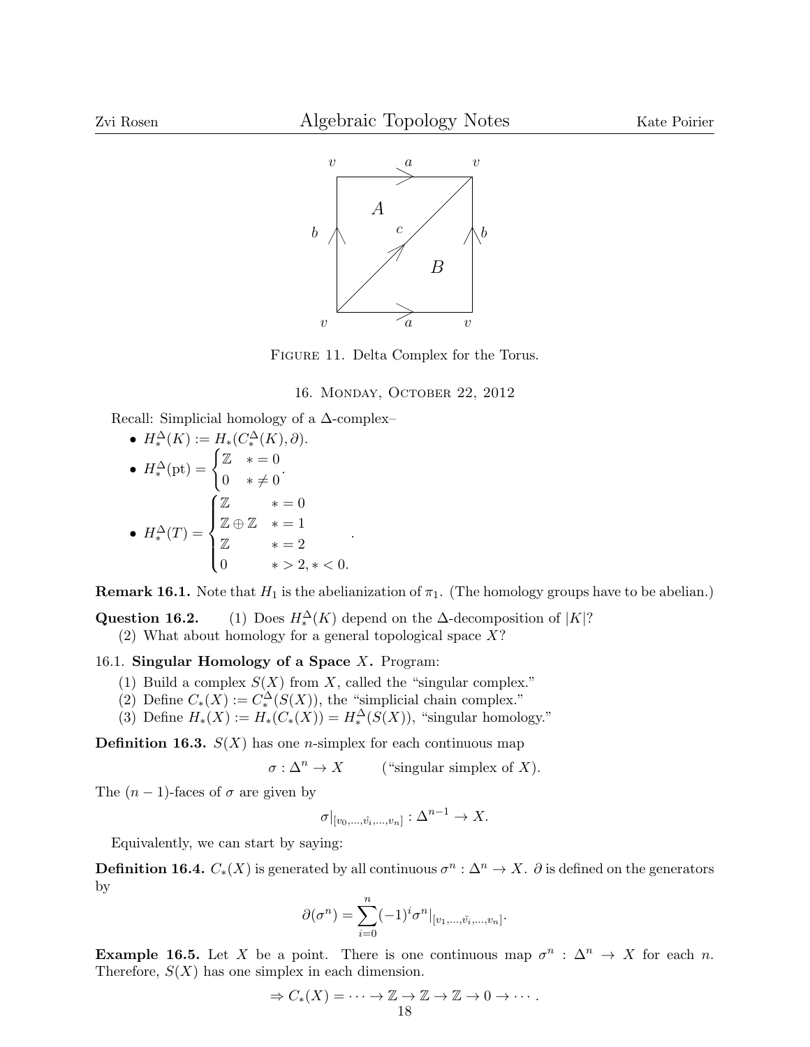Figure 11. Delta Complex for the Torus.

## 16. Monday, October 22, 2012

Recall: Simplicial homology of a $\Delta$-complex–

- $H_*^\Delta(K) := H_*(C_*^\Delta(K), \partial)$.
- $H_*^\Delta(\text{pt}) = \begin{cases} \mathbb{Z} & * = 0 \\ 0 & * \neq 0 \end{cases}$.
- $H_*^\Delta(T) = \begin{cases} \mathbb{Z} & * = 0 \\ \mathbb{Z} \oplus \mathbb{Z} & * = 1 \\ \mathbb{Z} & * = 2 \\ 0 & * > 2, * < 0. \end{cases}$.

**Remark 16.1.** Note that $H_1$ is the abelianization of $\pi_1$. (The homology groups have to be abelian.)

**Question 16.2.**
(1) Does $H_*^\Delta(K)$ depend on the $\Delta$-decomposition of $|K|$?
(2) What about homology for a general topological space $X$?

### 16.1. Singular Homology of a Space $X$.

Program:

(1) Build a complex $S(X)$ from $X$, called the "singular complex."
(2) Define $C_*(X) := C_*^\Delta(S(X))$, the "simplicial chain complex."
(3) Define $H_*(X) := H_*(C_*(X)) = H_*^\Delta(S(X))$, "singular homology."

**Definition 16.3.** $S(X)$ has one $n$-simplex for each continuous map

$$\sigma : \Delta^n \to X \qquad \text{("singular simplex of } X\text{).}$$

The $(n-1)$-faces of $\sigma$ are given by

$$\sigma|_{[v_0,\dots,\hat{v_i},\dots,v_n]} : \Delta^{n-1} \to X.$$

Equivalently, we can start by saying:

**Definition 16.4.** $C_*(X)$ is generated by all continuous $\sigma^n : \Delta^n \to X$. $\partial$ is defined on the generators by

$$\partial(\sigma^n) = \sum_{i=0}^{n} (-1)^i \sigma^n|_{[v_1,\dots,\hat{v_i},\dots,v_n]}.$$

**Example 16.5.** Let $X$ be a point. There is one continuous map $\sigma^n : \Delta^n \to X$ for each $n$. Therefore, $S(X)$ has one simplex in each dimension.

$$\Rightarrow C_*(X) = \cdots \to \mathbb{Z} \to \mathbb{Z} \to \mathbb{Z} \to 0 \to \cdots.$$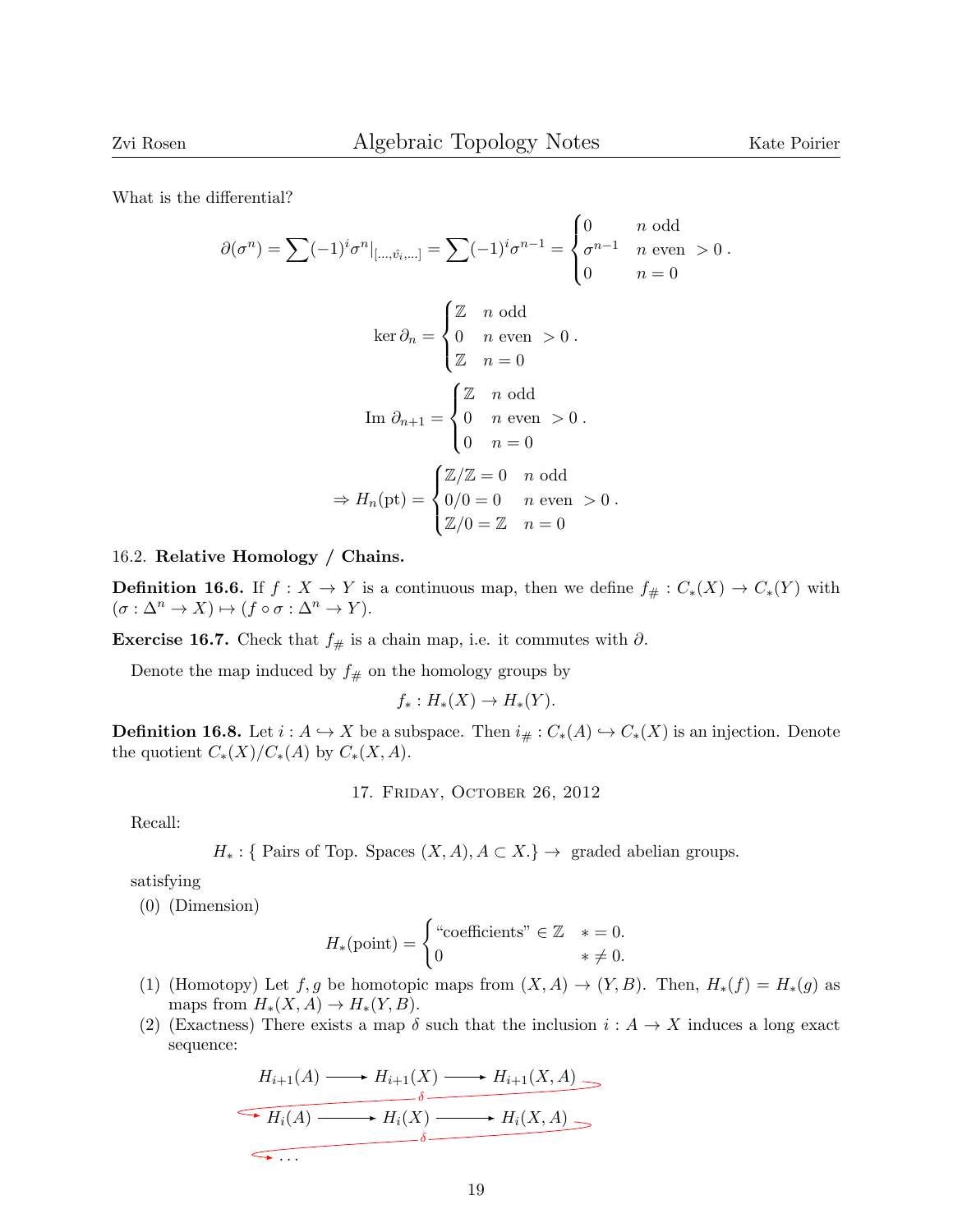What is the differential?

$$\partial(\sigma^n) = \sum (-1)^i \sigma^n|_{[\dots,\hat{v_i},\dots]} = \sum (-1)^i \sigma^{n-1} = \begin{cases} 0 & n \text{ odd} \\ \sigma^{n-1} & n \text{ even } > 0 \\ 0 & n = 0 \end{cases}.$$

$$\ker \partial_n = \begin{cases} \mathbb{Z} & n \text{ odd} \\ 0 & n \text{ even } > 0 \\ \mathbb{Z} & n = 0 \end{cases}.$$

$$\text{Im } \partial_{n+1} = \begin{cases} \mathbb{Z} & n \text{ odd} \\ 0 & n \text{ even } > 0 \\ 0 & n = 0 \end{cases}.$$

$$\Rightarrow H_n(\text{pt}) = \begin{cases} \mathbb{Z}/\mathbb{Z} = 0 & n \text{ odd} \\ 0/0 = 0 & n \text{ even } > 0 \\ \mathbb{Z}/0 = \mathbb{Z} & n = 0 \end{cases}.$$

16.2. **Relative Homology / Chains.**

**Definition 16.6.** If $f : X \to Y$ is a continuous map, then we define $f_\# : C_*(X) \to C_*(Y)$ with $(\sigma : \Delta^n \to X) \mapsto (f \circ \sigma : \Delta^n \to Y)$.

**Exercise 16.7.** Check that $f_\#$ is a chain map, i.e. it commutes with $\partial$.

Denote the map induced by $f_\#$ on the homology groups by

$$f_* : H_*(X) \to H_*(Y).$$

**Definition 16.8.** Let $i : A \hookrightarrow X$ be a subspace. Then $i_\# : C_*(A) \hookrightarrow C_*(X)$ is an injection. Denote the quotient $C_*(X)/C_*(A)$ by $C_*(X, A)$.

## 17. Friday, October 26, 2012

Recall:

$$H_* : \{ \text{ Pairs of Top. Spaces } (X, A), A \subset X. \} \to \text{ graded abelian groups.}$$

satisfying

(0) (Dimension)

$$H_*(\text{point}) = \begin{cases} \text{“coefficients”} \in \mathbb{Z} & * = 0. \\ 0 & * \neq 0. \end{cases}$$

(1) (Homotopy) Let $f, g$ be homotopic maps from $(X, A) \to (Y, B)$. Then, $H_*(f) = H_*(g)$ as maps from $H_*(X, A) \to H_*(Y, B)$.

(2) (Exactness) There exists a map $\delta$ such that the inclusion $i : A \to X$ induces a long exact sequence:

$$H_{i+1}(A) \longrightarrow H_{i+1}(X) \longrightarrow H_{i+1}(X, A) \xrightarrow{\delta} H_i(A) \longrightarrow H_i(X) \longrightarrow H_i(X, A) \xrightarrow{\delta} \cdots$$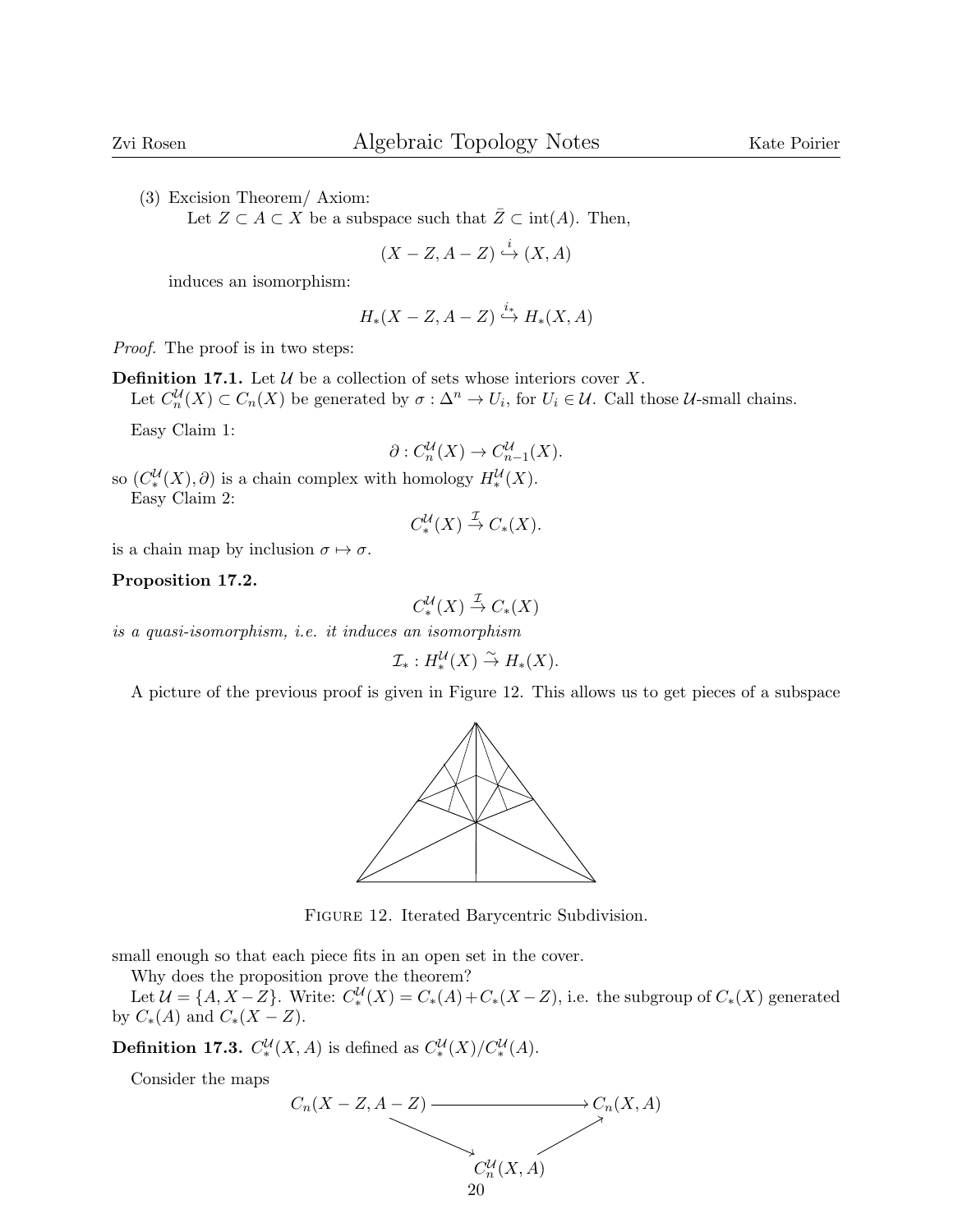(3) Excision Theorem/ Axiom:
Let $Z \subset A \subset X$ be a subspace such that $\bar{Z} \subset \text{int}(A)$. Then,

$$(X - Z, A - Z) \stackrel{i}{\hookrightarrow} (X, A)$$

induces an isomorphism:

$$H_*(X - Z, A - Z) \stackrel{i_*}{\hookrightarrow} H_*(X, A)$$

*Proof.* The proof is in two steps:

**Definition 17.1.** Let $\mathcal{U}$ be a collection of sets whose interiors cover $X$.
Let $C_n^{\mathcal{U}}(X) \subset C_n(X)$ be generated by $\sigma : \Delta^n \to U_i$, for $U_i \in \mathcal{U}$. Call those $\mathcal{U}$-small chains.

Easy Claim 1:

$$\partial : C_n^{\mathcal{U}}(X) \to C_{n-1}^{\mathcal{U}}(X).$$

so $(C_*^{\mathcal{U}}(X), \partial)$ is a chain complex with homology $H_*^{\mathcal{U}}(X)$.
Easy Claim 2:

$$C_*^{\mathcal{U}}(X) \stackrel{\mathcal{I}}{\to} C_*(X).$$

is a chain map by inclusion $\sigma \mapsto \sigma$.

**Proposition 17.2.**

$$C_*^{\mathcal{U}}(X) \stackrel{\mathcal{I}}{\to} C_*(X)$$

*is a quasi-isomorphism, i.e. it induces an isomorphism*

$$\mathcal{I}_* : H_*^{\mathcal{U}}(X) \stackrel{\sim}{\to} H_*(X).$$

A picture of the previous proof is given in Figure 12. This allows us to get pieces of a subspace

FIGURE 12. Iterated Barycentric Subdivision.

small enough so that each piece fits in an open set in the cover.
Why does the proposition prove the theorem?
Let $\mathcal{U} = \{A, X - Z\}$. Write: $C_*^{\mathcal{U}}(X) = C_*(A) + C_*(X - Z)$, i.e. the subgroup of $C_*(X)$ generated by $C_*(A)$ and $C_*(X - Z)$.

**Definition 17.3.** $C_*^{\mathcal{U}}(X, A)$ is defined as $C_*^{\mathcal{U}}(X)/C_*^{\mathcal{U}}(A)$.

Consider the maps

$$\begin{array}{ccc} C_n(X - Z, A - Z) & \longrightarrow & C_n(X, A) \\ & \searrow \quad \nearrow & \\ & C_n^{\mathcal{U}}(X, A) & \end{array}$$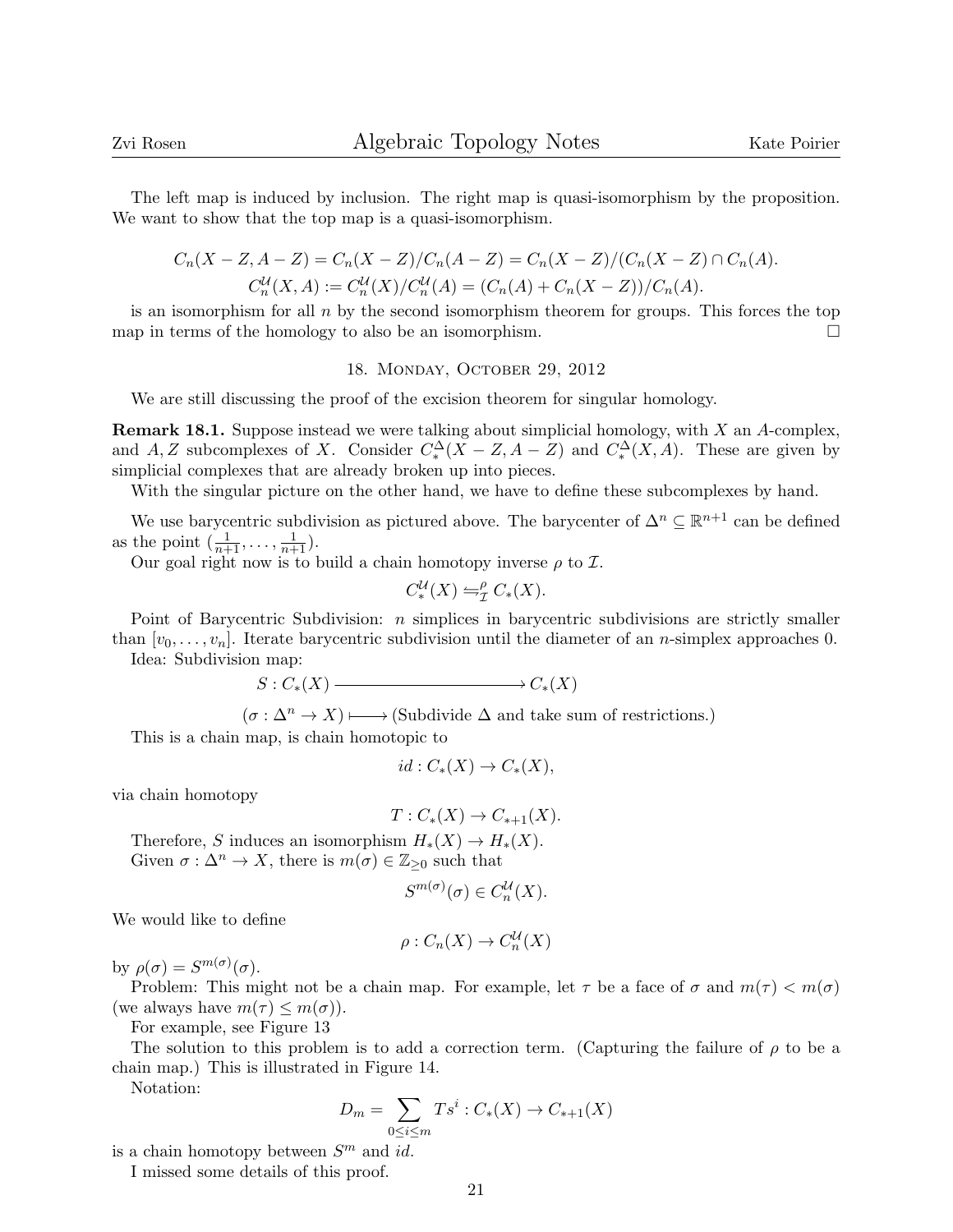The left map is induced by inclusion. The right map is quasi-isomorphism by the proposition. We want to show that the top map is a quasi-isomorphism.

$$C_n(X-Z, A-Z) = C_n(X-Z)/C_n(A-Z) = C_n(X-Z)/(C_n(X-Z) \cap C_n(A).$$
$$C_n^{\mathcal{U}}(X,A) := C_n^{\mathcal{U}}(X)/C_n^{\mathcal{U}}(A) = (C_n(A) + C_n(X-Z))/C_n(A).$$

is an isomorphism for all $n$ by the second isomorphism theorem for groups. This forces the top map in terms of the homology to also be an isomorphism. □

## 18. Monday, October 29, 2012

We are still discussing the proof of the excision theorem for singular homology.

**Remark 18.1.** Suppose instead we were talking about simplicial homology, with $X$ an $A$-complex, and $A, Z$ subcomplexes of $X$. Consider $C_*^{\Delta}(X-Z, A-Z)$ and $C_*^{\Delta}(X, A)$. These are given by simplicial complexes that are already broken up into pieces.

With the singular picture on the other hand, we have to define these subcomplexes by hand.

We use barycentric subdivision as pictured above. The barycenter of $\Delta^n \subseteq \mathbb{R}^{n+1}$ can be defined as the point $(\frac{1}{n+1}, \ldots, \frac{1}{n+1})$.

Our goal right now is to build a chain homotopy inverse $\rho$ to $\mathcal{I}$.

$$C_*^{\mathcal{U}}(X) \underset{\mathcal{I}}{\overset{\rho}{\leftrightarrows}} C_*(X).$$

Point of Barycentric Subdivision: $n$ simplices in barycentric subdivisions are strictly smaller than $[v_0, \ldots, v_n]$. Iterate barycentric subdivision until the diameter of an $n$-simplex approaches 0.

Idea: Subdivision map:

$$S : C_*(X) \longrightarrow C_*(X)$$
$$(\sigma : \Delta^n \to X) \longmapsto (\text{Subdivide } \Delta \text{ and take sum of restrictions.})$$

This is a chain map, is chain homotopic to

$$id : C_*(X) \to C_*(X),$$

via chain homotopy

$$T : C_*(X) \to C_{*+1}(X).$$

Therefore, $S$ induces an isomorphism $H_*(X) \to H_*(X)$.

Given $\sigma : \Delta^n \to X$, there is $m(\sigma) \in \mathbb{Z}_{\geq 0}$ such that

$$S^{m(\sigma)}(\sigma) \in C_n^{\mathcal{U}}(X).$$

We would like to define

$$\rho : C_n(X) \to C_n^{\mathcal{U}}(X)$$

by $\rho(\sigma) = S^{m(\sigma)}(\sigma)$.

Problem: This might not be a chain map. For example, let $\tau$ be a face of $\sigma$ and $m(\tau) < m(\sigma)$ (we always have $m(\tau) \leq m(\sigma)$).

For example, see Figure 13

The solution to this problem is to add a correction term. (Capturing the failure of $\rho$ to be a chain map.) This is illustrated in Figure 14.

Notation:

$$D_m = \sum_{0 \leq i \leq m} Ts^i : C_*(X) \to C_{*+1}(X)$$

is a chain homotopy between $S^m$ and $id$.

I missed some details of this proof.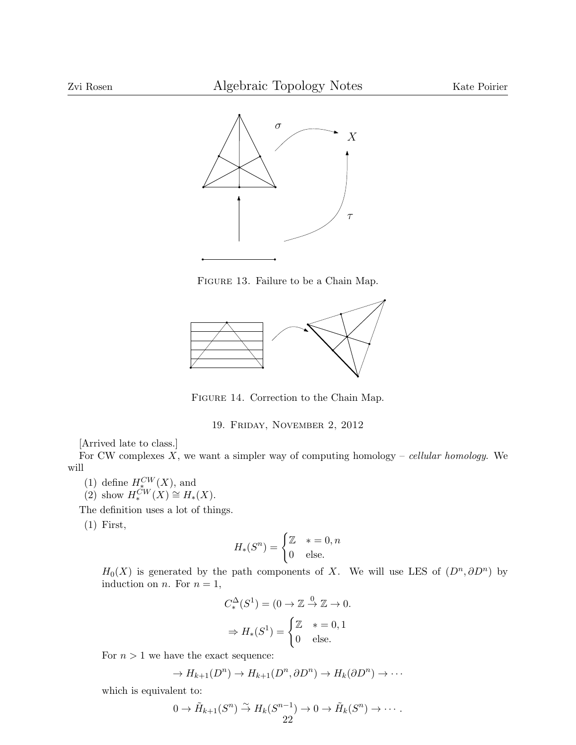FIGURE 13. Failure to be a Chain Map.

FIGURE 14. Correction to the Chain Map.

## 19. Friday, November 2, 2012

[Arrived late to class.]

For CW complexes $X$, we want a simpler way of computing homology – *cellular homology*. We will

(1) define $H_*^{CW}(X)$, and
(2) show $H_*^{CW}(X) \cong H_*(X)$.

The definition uses a lot of things.

(1) First,

$$H_*(S^n) = \begin{cases} \mathbb{Z} & * = 0, n \\ 0 & \text{else.} \end{cases}$$

$H_0(X)$ is generated by the path components of $X$. We will use LES of $(D^n, \partial D^n)$ by induction on $n$. For $n = 1$,

$$C_*^{\Delta}(S^1) = (0 \to \mathbb{Z} \xrightarrow{0} \mathbb{Z} \to 0.$$

$$\Rightarrow H_*(S^1) = \begin{cases} \mathbb{Z} & * = 0, 1 \\ 0 & \text{else.} \end{cases}$$

For $n > 1$ we have the exact sequence:

$$\to H_{k+1}(D^n) \to H_{k+1}(D^n, \partial D^n) \to H_k(\partial D^n) \to \cdots$$

which is equivalent to:

$$0 \to \tilde{H}_{k+1}(S^n) \xrightarrow{\sim} H_k(S^{n-1}) \to 0 \to \tilde{H}_k(S^n) \to \cdots.$$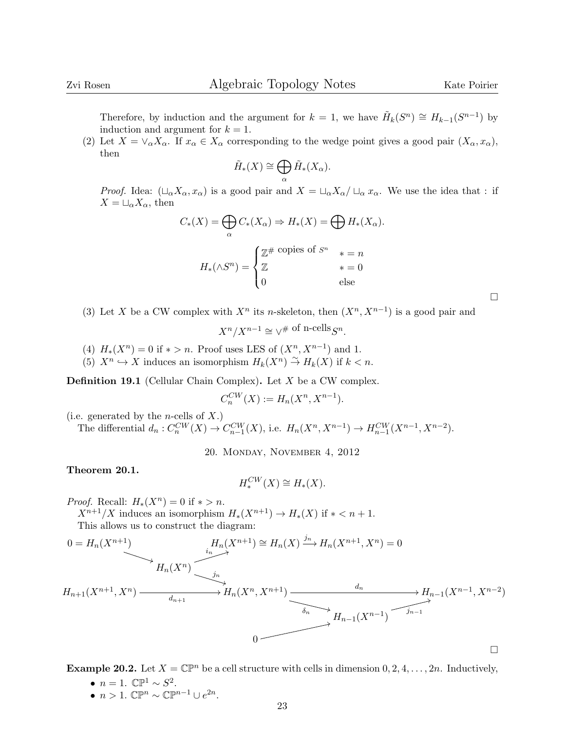Therefore, by induction and the argument for $k = 1$, we have $\tilde{H}_k(S^n) \cong H_{k-1}(S^{n-1})$ by induction and argument for $k = 1$.

(2) Let $X = \vee_\alpha X_\alpha$. If $x_\alpha \in X_\alpha$ corresponding to the wedge point gives a good pair $(X_\alpha, x_\alpha)$, then

$$\tilde{H}_*(X) \cong \bigoplus_\alpha \tilde{H}_*(X_\alpha).$$

*Proof.* Idea: $(\sqcup_\alpha X_\alpha, x_\alpha)$ is a good pair and $X = \sqcup_\alpha X_\alpha / \sqcup_\alpha x_\alpha$. We use the idea that : if $X = \sqcup_\alpha X_\alpha$, then

$$C_*(X) = \bigoplus_\alpha C_*(X_\alpha) \Rightarrow H_*(X) = \bigoplus H_*(X_\alpha).$$

$$H_*(\wedge S^n) = \begin{cases} \mathbb{Z}^{\#\text{ copies of } S^n} & * = n \\ \mathbb{Z} & * = 0 \\ 0 & \text{else} \end{cases}$$

□

(3) Let $X$ be a CW complex with $X^n$ its $n$-skeleton, then $(X^n, X^{n-1})$ is a good pair and

$$X^n / X^{n-1} \cong \vee^{\#\text{ of n-cells}} S^n.$$

(4) $H_*(X^n) = 0$ if $* > n$. Proof uses LES of $(X^n, X^{n-1})$ and 1.

(5) $X^n \hookrightarrow X$ induces an isomorphism $H_k(X^n) \xrightarrow{\sim} H_k(X)$ if $k < n$.

**Definition 19.1** (Cellular Chain Complex)**.** Let $X$ be a CW complex.

$$C_n^{CW}(X) := H_n(X^n, X^{n-1}).$$

(i.e. generated by the $n$-cells of $X$.)

The differential $d_n : C_n^{CW}(X) \to C_{n-1}^{CW}(X)$, i.e. $H_n(X^n, X^{n-1}) \to H_{n-1}^{CW}(X^{n-1}, X^{n-2})$.

## 20. Monday, November 4, 2012

**Theorem 20.1.**

$$H_*^{CW}(X) \cong H_*(X).$$

*Proof.* Recall: $H_*(X^n) = 0$ if $* > n$.

$X^{n+1}/X$ induces an isomorphism $H_*(X^{n+1}) \to H_*(X)$ if $* < n + 1$.

This allows us to construct the diagram:

$$0 = H_n(X^{n+1}) \longrightarrow H_n(X^n) \xrightarrow{i_n} H_n(X^{n+1}) \cong H_n(X) \xrightarrow{j_n} H_n(X^{n+1}, X^n) = 0$$

$$H_n(X^n) \xrightarrow{j_n} H_n(X^n, X^{n+1})$$

$$H_{n+1}(X^{n+1}, X^n) \xrightarrow{d_{n+1}} H_n(X^n, X^{n+1}) \xrightarrow{d_n} H_{n-1}(X^{n-1}, X^{n-2})$$

$$H_n(X^n, X^{n+1}) \xrightarrow{\delta_n} H_{n-1}(X^{n-1}) \xrightarrow{j_{n-1}} H_{n-1}(X^{n-1}, X^{n-2})$$

$$0 \longrightarrow H_{n-1}(X^{n-1})$$

□

**Example 20.2.** Let $X = \mathbb{CP}^n$ be a cell structure with cells in dimension $0, 2, 4, \ldots, 2n$. Inductively,

- $n = 1$. $\mathbb{CP}^1 \sim S^2$.
- $n > 1$. $\mathbb{CP}^n \sim \mathbb{CP}^{n-1} \cup e^{2n}$.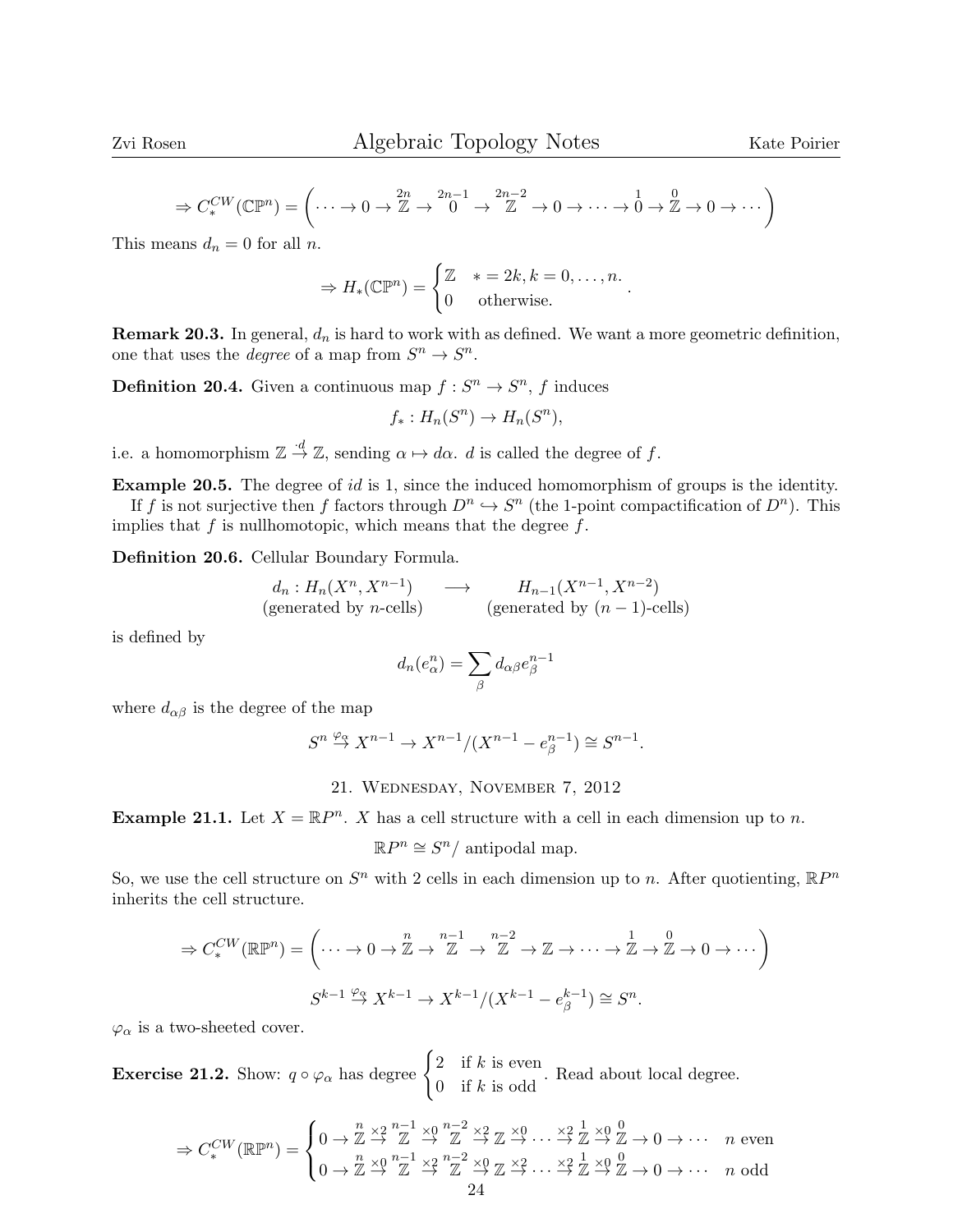$$\Rightarrow C_*^{CW}(\mathbb{CP}^n) = \left( \cdots \to 0 \to \overset{2n}{\mathbb{Z}} \to \overset{2n-1}{0} \to \overset{2n-2}{\mathbb{Z}} \to 0 \to \cdots \to \overset{1}{0} \to \overset{0}{\mathbb{Z}} \to 0 \to \cdots \right)$$

This means $d_n = 0$ for all $n$.

$$\Rightarrow H_*(\mathbb{CP}^n) = \begin{cases} \mathbb{Z} & * = 2k, k = 0, \dots, n. \\ 0 & \text{otherwise.} \end{cases}.$$

**Remark 20.3.** In general, $d_n$ is hard to work with as defined. We want a more geometric definition, one that uses the *degree* of a map from $S^n \to S^n$.

**Definition 20.4.** Given a continuous map $f : S^n \to S^n$, $f$ induces

$$f_* : H_n(S^n) \to H_n(S^n),$$

i.e. a homomorphism $\mathbb{Z} \overset{\cdot d}{\to} \mathbb{Z}$, sending $\alpha \mapsto d\alpha$. $d$ is called the degree of $f$.

**Example 20.5.** The degree of $id$ is 1, since the induced homomorphism of groups is the identity.

If $f$ is not surjective then $f$ factors through $D^n \hookrightarrow S^n$ (the 1-point compactification of $D^n$). This implies that $f$ is nullhomotopic, which means that the degree $f$.

**Definition 20.6.** Cellular Boundary Formula.

$$\begin{array}{ccc} d_n : H_n(X^n, X^{n-1}) & \longrightarrow & H_{n-1}(X^{n-1}, X^{n-2}) \\ \text{(generated by } n\text{-cells)} & & \text{(generated by } (n-1)\text{-cells)} \end{array}$$

is defined by

$$d_n(e^n_\alpha) = \sum_\beta d_{\alpha\beta} e^{n-1}_\beta$$

where $d_{\alpha\beta}$ is the degree of the map

$$S^n \overset{\varphi_\alpha}{\to} X^{n-1} \to X^{n-1}/(X^{n-1} - e^{n-1}_\beta) \cong S^{n-1}.$$

## 21. Wednesday, November 7, 2012

**Example 21.1.** Let $X = \mathbb{R}P^n$. $X$ has a cell structure with a cell in each dimension up to $n$.

$$\mathbb{R}P^n \cong S^n / \text{ antipodal map.}$$

So, we use the cell structure on $S^n$ with 2 cells in each dimension up to $n$. After quotienting, $\mathbb{R}P^n$ inherits the cell structure.

$$\Rightarrow C_*^{CW}(\mathbb{R}P^n) = \left( \cdots \to 0 \to \overset{n}{\mathbb{Z}} \to \overset{n-1}{\mathbb{Z}} \to \overset{n-2}{\mathbb{Z}} \to \mathbb{Z} \to \cdots \to \overset{1}{\mathbb{Z}} \to \overset{0}{\mathbb{Z}} \to 0 \to \cdots \right)$$

$$S^{k-1} \overset{\varphi_\alpha}{\to} X^{k-1} \to X^{k-1}/(X^{k-1} - e^{k-1}_\beta) \cong S^n.$$

$\varphi_\alpha$ is a two-sheeted cover.

**Exercise 21.2.** Show: $q \circ \varphi_\alpha$ has degree $\begin{cases} 2 & \text{if } k \text{ is even} \\ 0 & \text{if } k \text{ is odd} \end{cases}$. Read about local degree.

$$\Rightarrow C_*^{CW}(\mathbb{R}P^n) = \begin{cases} 0 \to \overset{n}{\mathbb{Z}} \overset{\times 2}{\to} \overset{n-1}{\mathbb{Z}} \overset{\times 0}{\to} \overset{n-2}{\mathbb{Z}} \overset{\times 2}{\to} \mathbb{Z} \overset{\times 0}{\to} \cdots \overset{\times 2}{\to} \overset{1}{\mathbb{Z}} \overset{\times 0}{\to} \overset{0}{\mathbb{Z}} \to 0 \to \cdots & n \text{ even} \\ 0 \to \overset{n}{\mathbb{Z}} \overset{\times 0}{\to} \overset{n-1}{\mathbb{Z}} \overset{\times 2}{\to} \overset{n-2}{\mathbb{Z}} \overset{\times 0}{\to} \mathbb{Z} \overset{\times 2}{\to} \cdots \overset{\times 2}{\to} \overset{1}{\mathbb{Z}} \overset{\times 0}{\to} \overset{0}{\mathbb{Z}} \to 0 \to \cdots & n \text{ odd} \end{cases}$$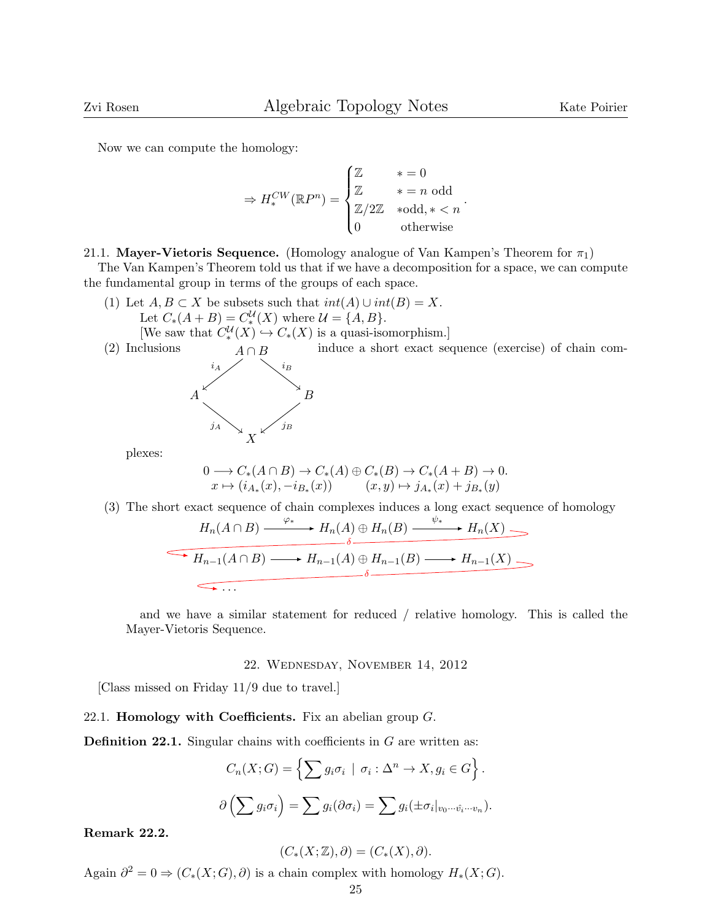Now we can compute the homology:

$$\Rightarrow H_*^{CW}(\mathbb{R}P^n) = \begin{cases} \mathbb{Z} & * = 0 \\ \mathbb{Z} & * = n \text{ odd} \\ \mathbb{Z}/2\mathbb{Z} & * \text{odd}, * < n \\ 0 & \text{otherwise} \end{cases}.$$

21.1. **Mayer-Vietoris Sequence.** (Homology analogue of Van Kampen's Theorem for $\pi_1$)

The Van Kampen's Theorem told us that if we have a decomposition for a space, we can compute the fundamental group in terms of the groups of each space.

(1) Let $A, B \subset X$ be subsets such that $int(A) \cup int(B) = X$.
   Let $C_*(A+B) = C_*^{\mathcal{U}}(X)$ where $\mathcal{U} = \{A, B\}$.
   [We saw that $C_*^{\mathcal{U}}(X) \hookrightarrow C_*(X)$ is a quasi-isomorphism.]

(2) Inclusions

$$\begin{array}{ccccc} & & A\cap B & & \\ & \swarrow^{i_A} & & \searrow^{i_B} & \\ A & & & & B \\ & \searrow_{j_A} & & \swarrow_{j_B} & \\ & & X & & \end{array}$$

   induce a short exact sequence (exercise) of chain complexes:

$$\begin{array}{l} 0 \longrightarrow C_*(A\cap B) \to C_*(A) \oplus C_*(B) \to C_*(A+B) \to 0. \\ \quad x \mapsto (i_{A_*}(x), -i_{B_*}(x)) \qquad (x,y) \mapsto j_{A_*}(x) + j_{B_*}(y) \end{array}$$

(3) The short exact sequence of chain complexes induces a long exact sequence of homology

$$H_n(A\cap B) \xrightarrow{\varphi_*} H_n(A) \oplus H_n(B) \xrightarrow{\psi_*} H_n(X) \xrightarrow{\delta} H_{n-1}(A\cap B) \longrightarrow H_{n-1}(A) \oplus H_{n-1}(B) \longrightarrow H_{n-1}(X) \xrightarrow{\delta} \cdots$$

   and we have a similar statement for reduced / relative homology. This is called the Mayer-Vietoris Sequence.

## 22. Wednesday, November 14, 2012

[Class missed on Friday 11/9 due to travel.]

22.1. **Homology with Coefficients.** Fix an abelian group $G$.

**Definition 22.1.** Singular chains with coefficients in $G$ are written as:

$$C_n(X;G) = \left\{ \sum g_i \sigma_i \mid \sigma_i : \Delta^n \to X, g_i \in G \right\}.$$

$$\partial \left( \sum g_i \sigma_i \right) = \sum g_i (\partial \sigma_i) = \sum g_i (\pm \sigma_i|_{v_0 \cdots \hat{v_i} \cdots v_n}).$$

**Remark 22.2.**

$$(C_*(X;\mathbb{Z}), \partial) = (C_*(X), \partial).$$

Again $\partial^2 = 0 \Rightarrow (C_*(X;G), \partial)$ is a chain complex with homology $H_*(X;G)$.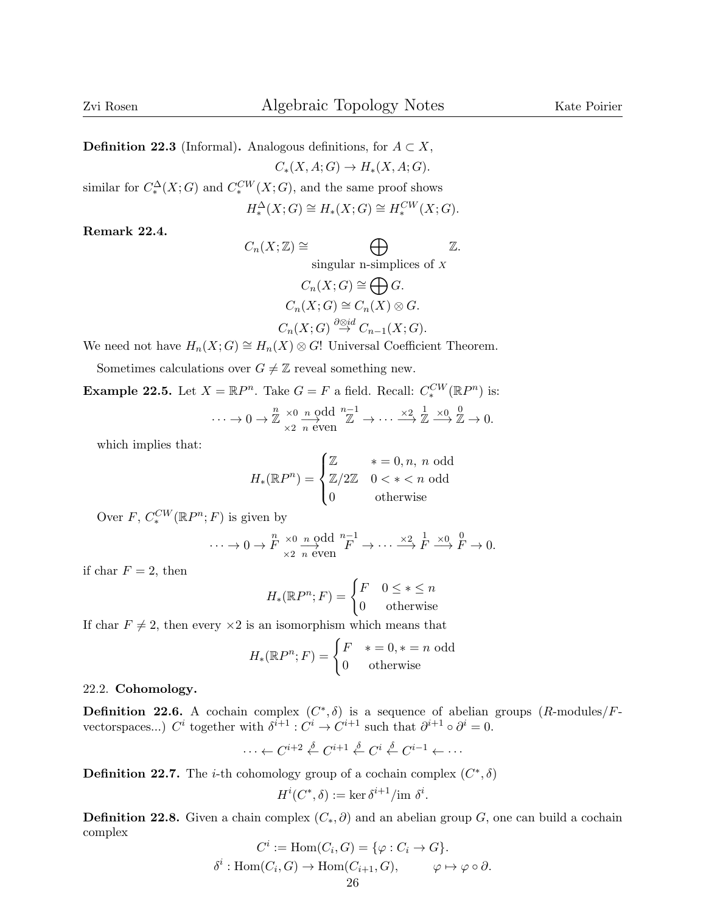**Definition 22.3** (Informal)**.** Analogous definitions, for $A \subset X$,

$$C_*(X, A; G) \to H_*(X, A; G).$$

similar for $C_*^{\Delta}(X;G)$ and $C_*^{CW}(X;G)$, and the same proof shows

$$H_*^{\Delta}(X;G) \cong H_*(X;G) \cong H_*^{CW}(X;G).$$

**Remark 22.4.**

$$C_n(X;\mathbb{Z}) \cong \bigoplus_{\text{singular n-simplices of } X} \mathbb{Z}.$$

$$C_n(X;G) \cong \bigoplus G.$$

$$C_n(X;G) \cong C_n(X) \otimes G.$$

$$C_n(X;G) \overset{\partial \otimes id}{\to} C_{n-1}(X;G).$$

We need not have $H_n(X;G) \cong H_n(X) \otimes G$! Universal Coefficient Theorem.

Sometimes calculations over $G \neq \mathbb{Z}$ reveal something new.

**Example 22.5.** Let $X = \mathbb{R}P^n$. Take $G = F$ a field. Recall: $C_*^{CW}(\mathbb{R}P^n)$ is:

$$\cdots \to 0 \to \overset{n}{\mathbb{Z}} \underset{\times 2 \ \ n \text{ even}}{\overset{\times 0 \ \ n \text{ odd}}{\longrightarrow}} \overset{n-1}{\mathbb{Z}} \to \cdots \overset{\times 2}{\longrightarrow} \overset{1}{\mathbb{Z}} \overset{\times 0}{\longrightarrow} \overset{0}{\mathbb{Z}} \to 0.$$

which implies that:

$$H_*(\mathbb{R}P^n) = \begin{cases} \mathbb{Z} & * = 0, n, \ n \text{ odd} \\ \mathbb{Z}/2\mathbb{Z} & 0 < * < n \text{ odd} \\ 0 & \text{otherwise} \end{cases}$$

Over $F$, $C_*^{CW}(\mathbb{R}P^n; F)$ is given by

$$\cdots \to 0 \to \overset{n}{F} \underset{\times 2 \ \ n \text{ even}}{\overset{\times 0 \ \ n \text{ odd}}{\longrightarrow}} \overset{n-1}{F} \to \cdots \overset{\times 2}{\longrightarrow} \overset{1}{F} \overset{\times 0}{\longrightarrow} \overset{0}{F} \to 0.$$

if char $F = 2$, then

$$H_*(\mathbb{R}P^n; F) = \begin{cases} F & 0 \leq * \leq n \\ 0 & \text{otherwise} \end{cases}$$

If char $F \neq 2$, then every $\times 2$ is an isomorphism which means that

$$H_*(\mathbb{R}P^n; F) = \begin{cases} F & * = 0, * = n \text{ odd} \\ 0 & \text{otherwise} \end{cases}$$

22.2. **Cohomology.**

**Definition 22.6.** A cochain complex $(C^*, \delta)$ is a sequence of abelian groups ($R$-modules/$F$-vectorspaces...) $C^i$ together with $\delta^{i+1} : C^i \to C^{i+1}$ such that $\partial^{i+1} \circ \partial^i = 0$.

$$\cdots \leftarrow C^{i+2} \overset{\delta}{\leftarrow} C^{i+1} \overset{\delta}{\leftarrow} C^i \overset{\delta}{\leftarrow} C^{i-1} \leftarrow \cdots$$

**Definition 22.7.** The $i$-th cohomology group of a cochain complex $(C^*, \delta)$

$$H^i(C^*, \delta) := \ker \delta^{i+1} / \text{im } \delta^i.$$

**Definition 22.8.** Given a chain complex $(C_*, \partial)$ and an abelian group $G$, one can build a cochain complex

$$C^i := \text{Hom}(C_i, G) = \{\varphi : C_i \to G\}.$$

$$\delta^i : \text{Hom}(C_i, G) \to \text{Hom}(C_{i+1}, G), \qquad \varphi \mapsto \varphi \circ \partial.$$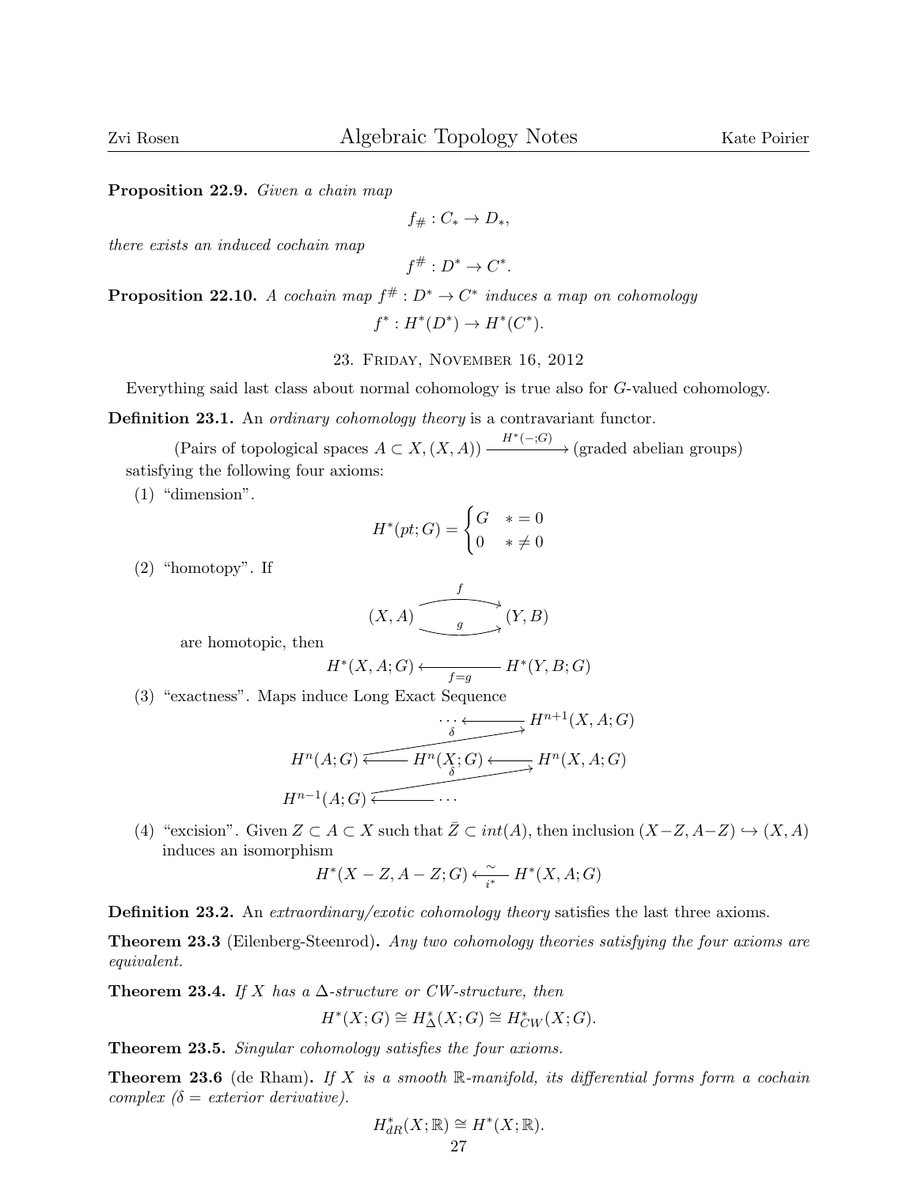**Proposition 22.9.** *Given a chain map*

$$f_\# : C_* \to D_*,$$

*there exists an induced cochain map*

$$f^\# : D^* \to C^*.$$

**Proposition 22.10.** *A cochain map $f^\# : D^* \to C^*$ induces a map on cohomology*

$$f^* : H^*(D^*) \to H^*(C^*).$$

## 23. Friday, November 16, 2012

Everything said last class about normal cohomology is true also for $G$-valued cohomology.

**Definition 23.1.** An *ordinary cohomology theory* is a contravariant functor.

$$(\text{Pairs of topological spaces } A \subset X, (X, A)) \xrightarrow{H^*(-;G)} (\text{graded abelian groups})$$

satisfying the following four axioms:

(1) "dimension".

$$H^*(pt; G) = \begin{cases} G & * = 0 \\ 0 & * \neq 0 \end{cases}$$

(2) "homotopy". If

$$(X, A) \underset{g}{\overset{f}{\rightrightarrows}} (Y, B)$$

are homotopic, then

$$H^*(X, A; G) \xleftarrow[f=g]{} H^*(Y, B; G)$$

(3) "exactness". Maps induce Long Exact Sequence

$$\cdots \xleftarrow{\delta} H^{n+1}(X, A; G) \quad H^n(A; G) \longleftarrow H^n(X; G) \longleftarrow H^n(X, A; G) \xleftarrow{\delta} H^{n-1}(A; G) \longleftarrow \cdots$$

(4) "excision". Given $Z \subset A \subset X$ such that $\bar{Z} \subset int(A)$, then inclusion $(X - Z, A - Z) \hookrightarrow (X, A)$ induces an isomorphism

$$H^*(X - Z, A - Z; G) \xleftarrow[i^*]{\sim} H^*(X, A; G)$$

**Definition 23.2.** An *extraordinary/exotic cohomology theory* satisfies the last three axioms.

**Theorem 23.3** (Eilenberg-Steenrod)**.** *Any two cohomology theories satisfying the four axioms are equivalent.*

**Theorem 23.4.** *If $X$ has a $\Delta$-structure or CW-structure, then*

$$H^*(X; G) \cong H^*_\Delta(X; G) \cong H^*_{CW}(X; G).$$

**Theorem 23.5.** *Singular cohomology satisfies the four axioms.*

**Theorem 23.6** (de Rham)**.** *If $X$ is a smooth $\mathbb{R}$-manifold, its differential forms form a cochain complex ($\delta$ = exterior derivative).*

$$H^*_{dR}(X; \mathbb{R}) \cong H^*(X; \mathbb{R}).$$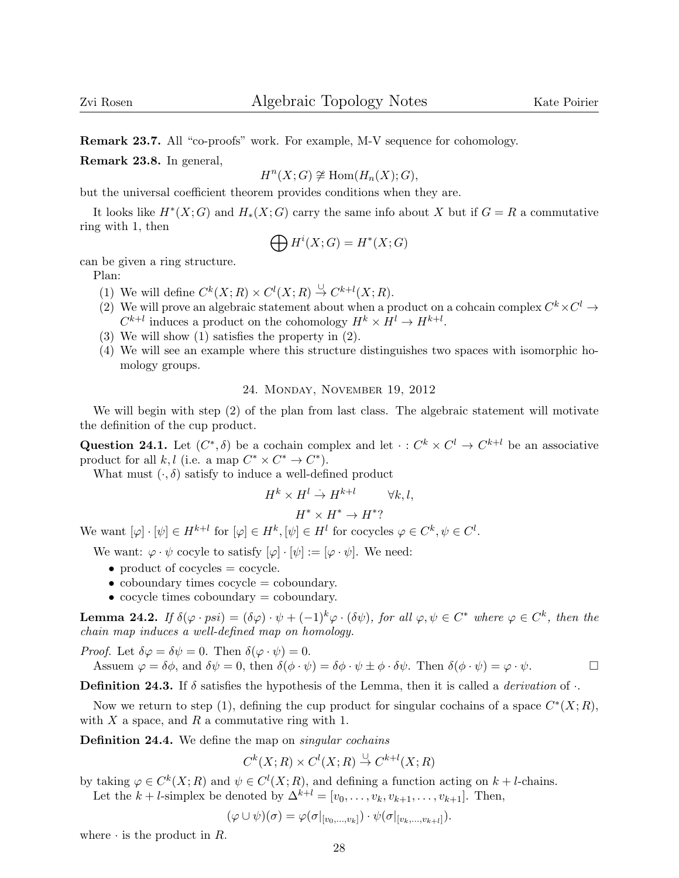**Remark 23.7.** All "co-proofs" work. For example, M-V sequence for cohomology.

**Remark 23.8.** In general,

$$H^n(X;G) \ncong \mathrm{Hom}(H_n(X);G),$$

but the universal coefficient theorem provides conditions when they are.

It looks like $H^*(X;G)$ and $H_*(X;G)$ carry the same info about $X$ but if $G = R$ a commutative ring with 1, then

$$\bigoplus H^i(X;G) = H^*(X;G)$$

can be given a ring structure.

Plan:

1. We will define $C^k(X;R) \times C^l(X;R) \xrightarrow{\cup} C^{k+l}(X;R)$.
2. We will prove an algebraic statement about when a product on a cohcain complex $C^k \times C^l \to C^{k+l}$ induces a product on the cohomology $H^k \times H^l \to H^{k+l}$.
3. We will show (1) satisfies the property in (2).
4. We will see an example where this structure distinguishes two spaces with isomorphic homology groups.

## 24. Monday, November 19, 2012

We will begin with step (2) of the plan from last class. The algebraic statement will motivate the definition of the cup product.

**Question 24.1.** Let $(C^*, \delta)$ be a cochain complex and let $\cdot : C^k \times C^l \to C^{k+l}$ be an associative product for all $k, l$ (i.e. a map $C^* \times C^* \to C^*$).

What must $(\cdot, \delta)$ satisfy to induce a well-defined product

$$H^k \times H^l \xrightarrow{\cdot} H^{k+l} \qquad \forall k, l,$$

$$H^* \times H^* \to H^*?$$

We want $[\varphi] \cdot [\psi] \in H^{k+l}$ for $[\varphi] \in H^k, [\psi] \in H^l$ for cocycles $\varphi \in C^k, \psi \in C^l$.

We want: $\varphi \cdot \psi$ cocyle to satisfy $[\varphi] \cdot [\psi] := [\varphi \cdot \psi]$. We need:

- product of cocycles = cocycle.
- coboundary times cocycle = coboundary.
- cocycle times coboundary = coboundary.

**Lemma 24.2.** *If $\delta(\varphi \cdot psi) = (\delta\varphi) \cdot \psi + (-1)^k \varphi \cdot (\delta\psi)$, for all $\varphi, \psi \in C^*$ where $\varphi \in C^k$, then the chain map induces a well-defined map on homology.*

*Proof.* Let $\delta\varphi = \delta\psi = 0$. Then $\delta(\varphi \cdot \psi) = 0$.

Assuem $\varphi = \delta\phi$, and $\delta\psi = 0$, then $\delta(\phi \cdot \psi) = \delta\phi \cdot \psi \pm \phi \cdot \delta\psi$. Then $\delta(\phi \cdot \psi) = \varphi \cdot \psi$. ☐

**Definition 24.3.** If $\delta$ satisfies the hypothesis of the Lemma, then it is called a *derivation* of $\cdot$.

Now we return to step (1), defining the cup product for singular cochains of a space $C^*(X;R)$, with $X$ a space, and $R$ a commutative ring with 1.

**Definition 24.4.** We define the map on *singular cochains*

$$C^k(X;R) \times C^l(X;R) \xrightarrow{\cup} C^{k+l}(X;R)$$

by taking $\varphi \in C^k(X;R)$ and $\psi \in C^l(X;R)$, and defining a function acting on $k+l$-chains.

Let the $k+l$-simplex be denoted by $\Delta^{k+l} = [v_0, \ldots, v_k, v_{k+1}, \ldots, v_{k+1}]$. Then,

$$(\varphi \cup \psi)(\sigma) = \varphi(\sigma|_{[v_0,\ldots,v_k]}) \cdot \psi(\sigma|_{[v_k,\ldots,v_{k+l}]}).$$

where $\cdot$ is the product in $R$.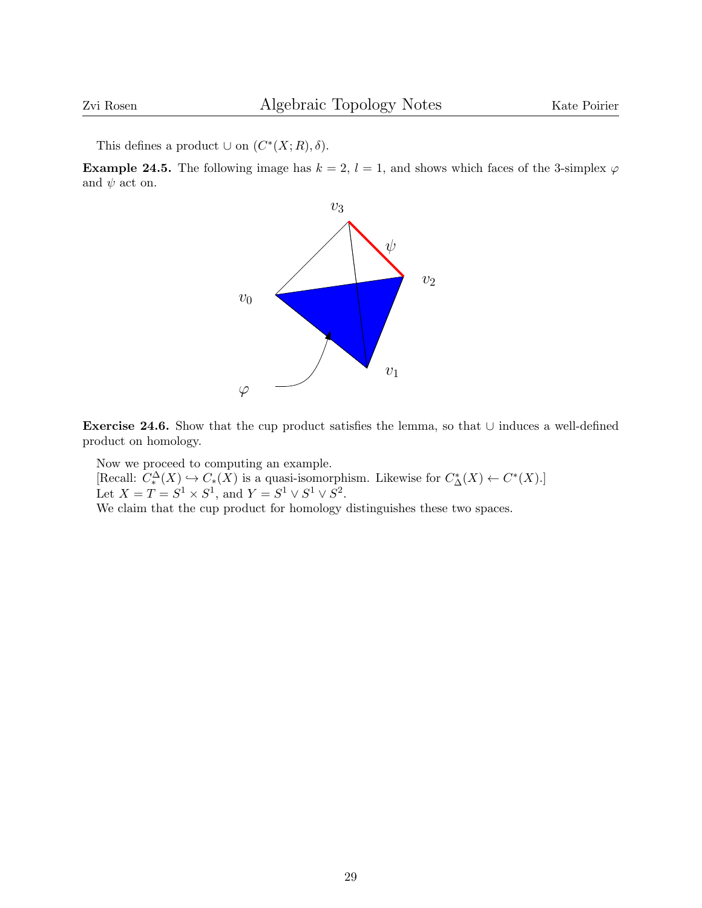This defines a product $\cup$ on $(C^*(X;R), \delta)$.

**Example 24.5.** The following image has $k = 2$, $l = 1$, and shows which faces of the 3-simplex $\varphi$ and $\psi$ act on.

$v_3$

$\psi$

$v_2$

$v_0$

$v_1$

$\varphi$

**Exercise 24.6.** Show that the cup product satisfies the lemma, so that $\cup$ induces a well-defined product on homology.

Now we proceed to computing an example.
[Recall: $C_*^{\Delta}(X) \hookrightarrow C_*(X)$ is a quasi-isomorphism. Likewise for $C^*_{\Delta}(X) \leftarrow C^*(X)$.]
Let $X = T = S^1 \times S^1$, and $Y = S^1 \vee S^1 \vee S^2$.
We claim that the cup product for homology distinguishes these two spaces.